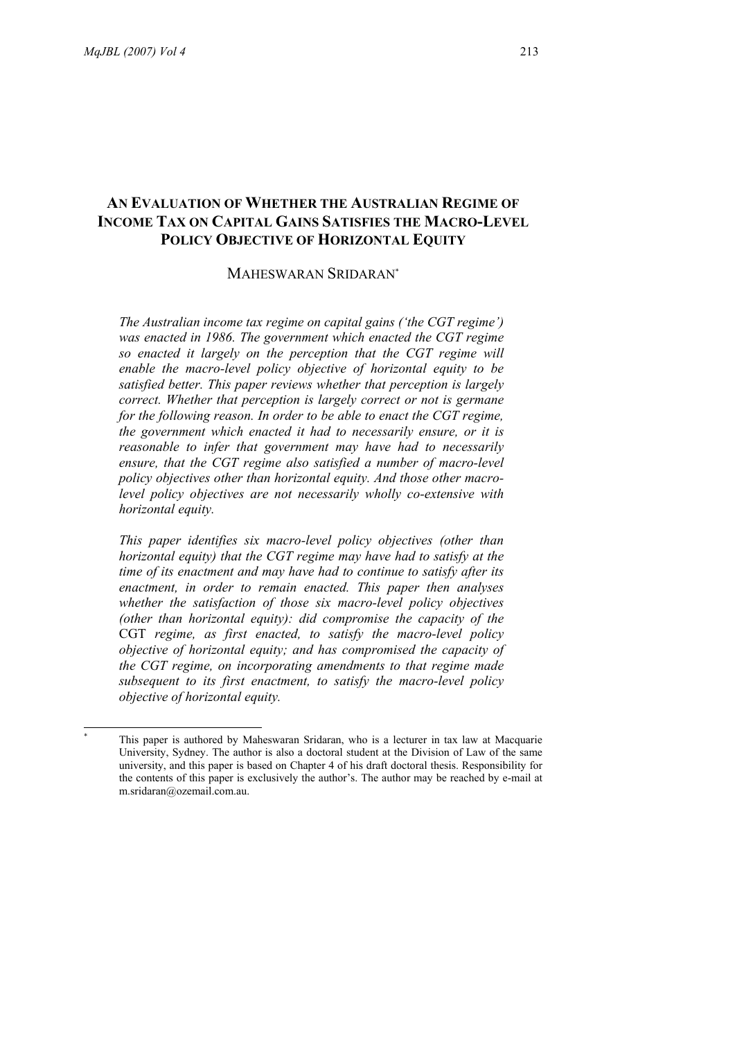# An Evaluation of Whether the Australian Regime of Income Tax on Capital Gains Satisfies the Macro-Level Policy Objective of Horizontal Equity

Maheswaran Sridaran*

*The Australian income tax regime on capital gains ('the CGT regime') was enacted in 1986. The government which enacted the CGT regime so enacted it largely on the perception that the CGT regime will enable the macro-level policy objective of horizontal equity to be satisfied better. This paper reviews whether that perception is largely correct. Whether that perception is largely correct or not is germane for the following reason. In order to be able to enact the CGT regime, the government which enacted it had to necessarily ensure, or it is reasonable to infer that government may have had to necessarily ensure, that the CGT regime also satisfied a number of macro-level policy objectives other than horizontal equity. And those other macro-level policy objectives are not necessarily wholly co-extensive with horizontal equity.*

*This paper identifies six macro-level policy objectives (other than horizontal equity) that the CGT regime may have had to satisfy at the time of its enactment and may have had to continue to satisfy after its enactment, in order to remain enacted. This paper then analyses whether the satisfaction of those six macro-level policy objectives (other than horizontal equity): did compromise the capacity of the* CGT *regime, as first enacted, to satisfy the macro-level policy objective of horizontal equity; and has compromised the capacity of the CGT regime, on incorporating amendments to that regime made subsequent to its first enactment, to satisfy the macro-level policy objective of horizontal equity.*

---

\* This paper is authored by Maheswaran Sridaran, who is a lecturer in tax law at Macquarie University, Sydney. The author is also a doctoral student at the Division of Law of the same university, and this paper is based on Chapter 4 of his draft doctoral thesis. Responsibility for the contents of this paper is exclusively the author's. The author may be reached by e-mail at m.sridaran@ozemail.com.au.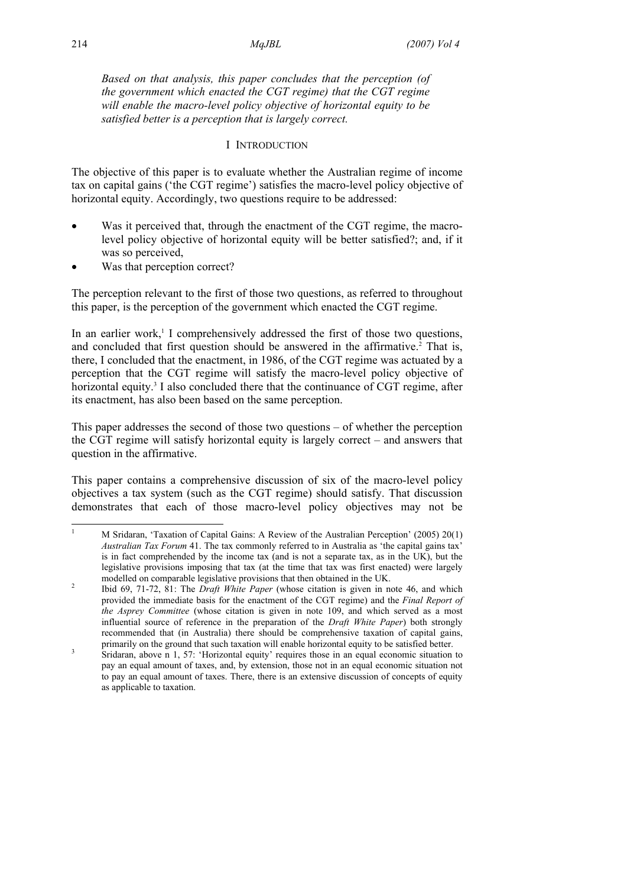*Based on that analysis, this paper concludes that the perception (of the government which enacted the CGT regime) that the CGT regime will enable the macro-level policy objective of horizontal equity to be satisfied better is a perception that is largely correct.*

## I Introduction

The objective of this paper is to evaluate whether the Australian regime of income tax on capital gains ('the CGT regime') satisfies the macro-level policy objective of horizontal equity. Accordingly, two questions require to be addressed:

- Was it perceived that, through the enactment of the CGT regime, the macro-level policy objective of horizontal equity will be better satisfied?; and, if it was so perceived,
- Was that perception correct?

The perception relevant to the first of those two questions, as referred to throughout this paper, is the perception of the government which enacted the CGT regime.

In an earlier work,[1] I comprehensively addressed the first of those two questions, and concluded that first question should be answered in the affirmative.[2] That is, there, I concluded that the enactment, in 1986, of the CGT regime was actuated by a perception that the CGT regime will satisfy the macro-level policy objective of horizontal equity.[3] I also concluded there that the continuance of CGT regime, after its enactment, has also been based on the same perception.

This paper addresses the second of those two questions – of whether the perception the CGT regime will satisfy horizontal equity is largely correct – and answers that question in the affirmative.

This paper contains a comprehensive discussion of six of the macro-level policy objectives a tax system (such as the CGT regime) should satisfy. That discussion demonstrates that each of those macro-level policy objectives may not be

---

[1] M Sridaran, 'Taxation of Capital Gains: A Review of the Australian Perception' (2005) 20(1) *Australian Tax Forum* 41. The tax commonly referred to in Australia as 'the capital gains tax' is in fact comprehended by the income tax (and is not a separate tax, as in the UK), but the legislative provisions imposing that tax (at the time that tax was first enacted) were largely modelled on comparable legislative provisions that then obtained in the UK.

[2] Ibid 69, 71-72, 81: The *Draft White Paper* (whose citation is given in note 46, and which provided the immediate basis for the enactment of the CGT regime) and the *Final Report of the Asprey Committee* (whose citation is given in note 109, and which served as a most influential source of reference in the preparation of the *Draft White Paper*) both strongly recommended that (in Australia) there should be comprehensive taxation of capital gains, primarily on the ground that such taxation will enable horizontal equity to be satisfied better.

[3] Sridaran, above n 1, 57: 'Horizontal equity' requires those in an equal economic situation to pay an equal amount of taxes, and, by extension, those not in an equal economic situation not to pay an equal amount of taxes. There, there is an extensive discussion of concepts of equity as applicable to taxation.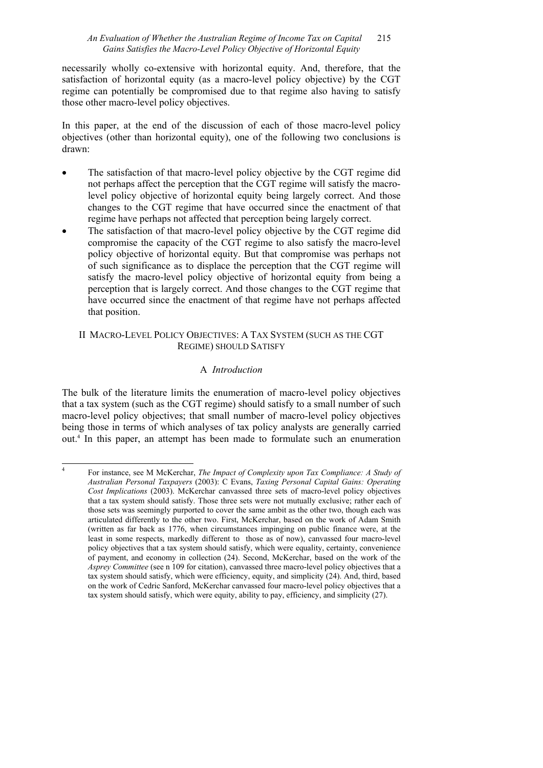necessarily wholly co-extensive with horizontal equity. And, therefore, that the satisfaction of horizontal equity (as a macro-level policy objective) by the CGT regime can potentially be compromised due to that regime also having to satisfy those other macro-level policy objectives.

In this paper, at the end of the discussion of each of those macro-level policy objectives (other than horizontal equity), one of the following two conclusions is drawn:

- The satisfaction of that macro-level policy objective by the CGT regime did not perhaps affect the perception that the CGT regime will satisfy the macro-level policy objective of horizontal equity being largely correct. And those changes to the CGT regime that have occurred since the enactment of that regime have perhaps not affected that perception being largely correct.
- The satisfaction of that macro-level policy objective by the CGT regime did compromise the capacity of the CGT regime to also satisfy the macro-level policy objective of horizontal equity. But that compromise was perhaps not of such significance as to displace the perception that the CGT regime will satisfy the macro-level policy objective of horizontal equity from being a perception that is largely correct. And those changes to the CGT regime that have occurred since the enactment of that regime have not perhaps affected that position.

## II Macro-Level Policy Objectives: A Tax System (such as the CGT Regime) should Satisfy

### A *Introduction*

The bulk of the literature limits the enumeration of macro-level policy objectives that a tax system (such as the CGT regime) should satisfy to a small number of such macro-level policy objectives; that small number of macro-level policy objectives being those in terms of which analyses of tax policy analysts are generally carried out.[4] In this paper, an attempt has been made to formulate such an enumeration

---

[4] For instance, see M McKerchar, *The Impact of Complexity upon Tax Compliance: A Study of Australian Personal Taxpayers* (2003): C Evans, *Taxing Personal Capital Gains: Operating Cost Implications* (2003). McKerchar canvassed three sets of macro-level policy objectives that a tax system should satisfy. Those three sets were not mutually exclusive; rather each of those sets was seemingly purported to cover the same ambit as the other two, though each was articulated differently to the other two. First, McKerchar, based on the work of Adam Smith (written as far back as 1776, when circumstances impinging on public finance were, at the least in some respects, markedly different to those as of now), canvassed four macro-level policy objectives that a tax system should satisfy, which were equality, certainty, convenience of payment, and economy in collection (24). Second, McKerchar, based on the work of the *Asprey Committee* (see n 109 for citation), canvassed three macro-level policy objectives that a tax system should satisfy, which were efficiency, equity, and simplicity (24). And, third, based on the work of Cedric Sanford, McKerchar canvassed four macro-level policy objectives that a tax system should satisfy, which were equity, ability to pay, efficiency, and simplicity (27).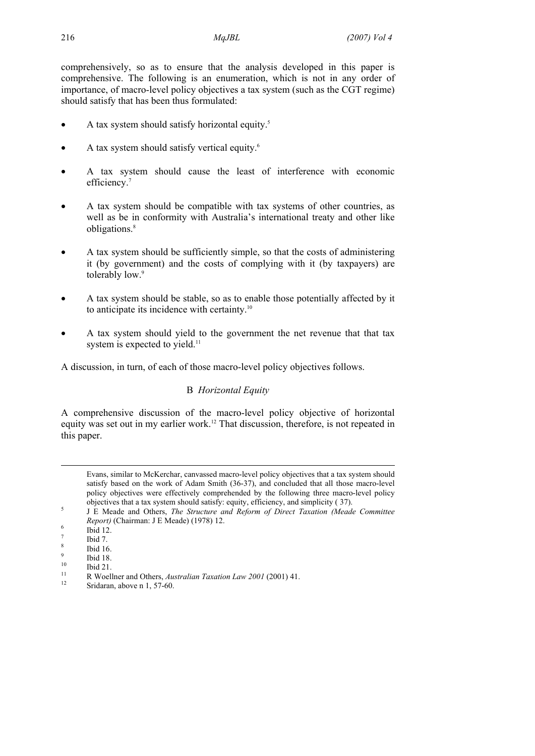comprehensively, so as to ensure that the analysis developed in this paper is comprehensive. The following is an enumeration, which is not in any order of importance, of macro-level policy objectives a tax system (such as the CGT regime) should satisfy that has been thus formulated:

- A tax system should satisfy horizontal equity.[5]
- A tax system should satisfy vertical equity.[6]
- A tax system should cause the least of interference with economic efficiency.[7]
- A tax system should be compatible with tax systems of other countries, as well as be in conformity with Australia's international treaty and other like obligations.[8]
- A tax system should be sufficiently simple, so that the costs of administering it (by government) and the costs of complying with it (by taxpayers) are tolerably low.[9]
- A tax system should be stable, so as to enable those potentially affected by it to anticipate its incidence with certainty.[10]
- A tax system should yield to the government the net revenue that that tax system is expected to yield.[11]

A discussion, in turn, of each of those macro-level policy objectives follows.

## B *Horizontal Equity*

A comprehensive discussion of the macro-level policy objective of horizontal equity was set out in my earlier work.[12] That discussion, therefore, is not repeated in this paper.

---

Evans, similar to McKerchar, canvassed macro-level policy objectives that a tax system should satisfy based on the work of Adam Smith (36-37), and concluded that all those macro-level policy objectives were effectively comprehended by the following three macro-level policy objectives that a tax system should satisfy: equity, efficiency, and simplicity ( 37).

[5] J E Meade and Others, *The Structure and Reform of Direct Taxation (Meade Committee Report)* (Chairman: J E Meade) (1978) 12.

[6] Ibid 12.

[7] Ibid 7.

[8] Ibid 16.

[9] Ibid 18.

[10] Ibid 21.

[11] R Woellner and Others, *Australian Taxation Law 2001* (2001) 41.

[12] Sridaran, above n 1, 57-60.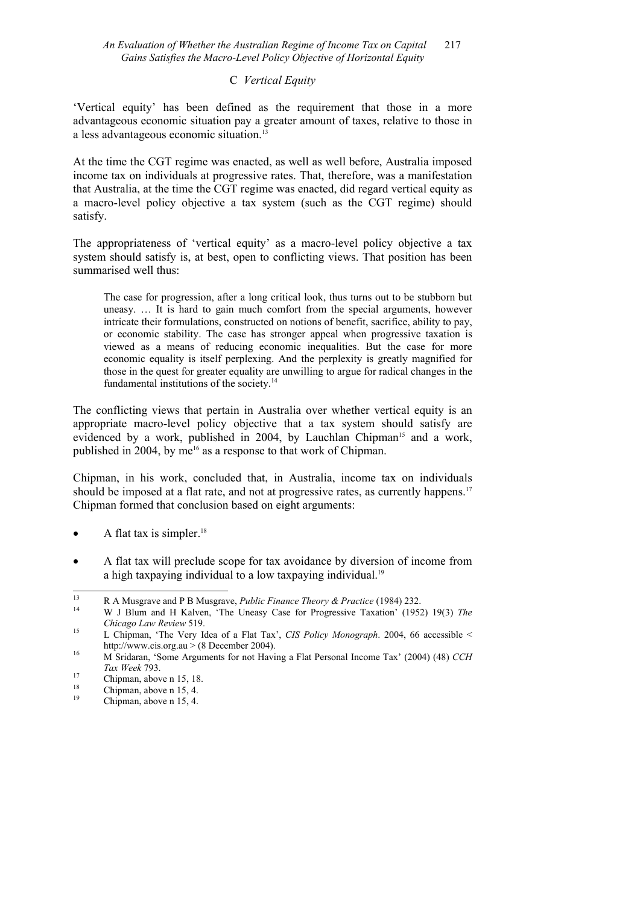### C *Vertical Equity*

'Vertical equity' has been defined as the requirement that those in a more advantageous economic situation pay a greater amount of taxes, relative to those in a less advantageous economic situation.[13]

At the time the CGT regime was enacted, as well as well before, Australia imposed income tax on individuals at progressive rates. That, therefore, was a manifestation that Australia, at the time the CGT regime was enacted, did regard vertical equity as a macro-level policy objective a tax system (such as the CGT regime) should satisfy.

The appropriateness of 'vertical equity' as a macro-level policy objective a tax system should satisfy is, at best, open to conflicting views. That position has been summarised well thus:

> The case for progression, after a long critical look, thus turns out to be stubborn but uneasy. … It is hard to gain much comfort from the special arguments, however intricate their formulations, constructed on notions of benefit, sacrifice, ability to pay, or economic stability. The case has stronger appeal when progressive taxation is viewed as a means of reducing economic inequalities. But the case for more economic equality is itself perplexing. And the perplexity is greatly magnified for those in the quest for greater equality are unwilling to argue for radical changes in the fundamental institutions of the society.[14]

The conflicting views that pertain in Australia over whether vertical equity is an appropriate macro-level policy objective that a tax system should satisfy are evidenced by a work, published in 2004, by Lauchlan Chipman[15] and a work, published in 2004, by me[16] as a response to that work of Chipman.

Chipman, in his work, concluded that, in Australia, income tax on individuals should be imposed at a flat rate, and not at progressive rates, as currently happens.[17] Chipman formed that conclusion based on eight arguments:

- A flat tax is simpler.[18]
- A flat tax will preclude scope for tax avoidance by diversion of income from a high taxpaying individual to a low taxpaying individual.[19]

---

[13] R A Musgrave and P B Musgrave, *Public Finance Theory & Practice* (1984) 232.

[14] W J Blum and H Kalven, 'The Uneasy Case for Progressive Taxation' (1952) 19(3) *The Chicago Law Review* 519.

[15] L Chipman, 'The Very Idea of a Flat Tax', *CIS Policy Monograph*. 2004, 66 accessible < http://www.cis.org.au > (8 December 2004).

[16] M Sridaran, 'Some Arguments for not Having a Flat Personal Income Tax' (2004) (48) *CCH Tax Week* 793.

[17] Chipman, above n 15, 18.

[18] Chipman, above n 15, 4.

[19] Chipman, above n 15, 4.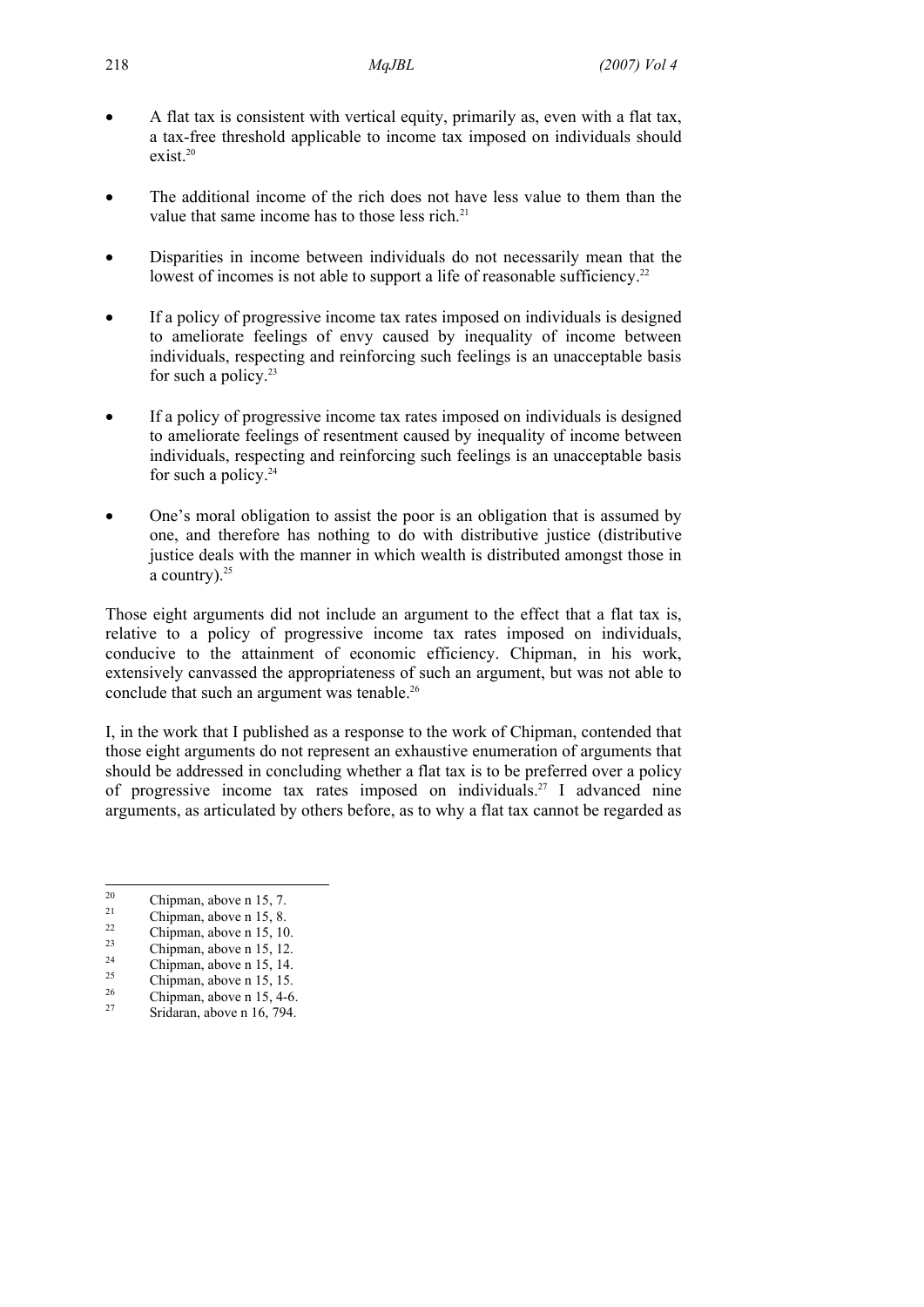- A flat tax is consistent with vertical equity, primarily as, even with a flat tax, a tax-free threshold applicable to income tax imposed on individuals should exist.[20]

- The additional income of the rich does not have less value to them than the value that same income has to those less rich.[21]

- Disparities in income between individuals do not necessarily mean that the lowest of incomes is not able to support a life of reasonable sufficiency.[22]

- If a policy of progressive income tax rates imposed on individuals is designed to ameliorate feelings of envy caused by inequality of income between individuals, respecting and reinforcing such feelings is an unacceptable basis for such a policy.[23]

- If a policy of progressive income tax rates imposed on individuals is designed to ameliorate feelings of resentment caused by inequality of income between individuals, respecting and reinforcing such feelings is an unacceptable basis for such a policy.[24]

- One's moral obligation to assist the poor is an obligation that is assumed by one, and therefore has nothing to do with distributive justice (distributive justice deals with the manner in which wealth is distributed amongst those in a country).[25]

Those eight arguments did not include an argument to the effect that a flat tax is, relative to a policy of progressive income tax rates imposed on individuals, conducive to the attainment of economic efficiency. Chipman, in his work, extensively canvassed the appropriateness of such an argument, but was not able to conclude that such an argument was tenable.[26]

I, in the work that I published as a response to the work of Chipman, contended that those eight arguments do not represent an exhaustive enumeration of arguments that should be addressed in concluding whether a flat tax is to be preferred over a policy of progressive income tax rates imposed on individuals.[27] I advanced nine arguments, as articulated by others before, as to why a flat tax cannot be regarded as

---

[20] Chipman, above n 15, 7.

[21] Chipman, above n 15, 8.

[22] Chipman, above n 15, 10.

[23] Chipman, above n 15, 12.

[24] Chipman, above n 15, 14.

[25] Chipman, above n 15, 15.

[26] Chipman, above n 15, 4-6.

[27] Sridaran, above n 16, 794.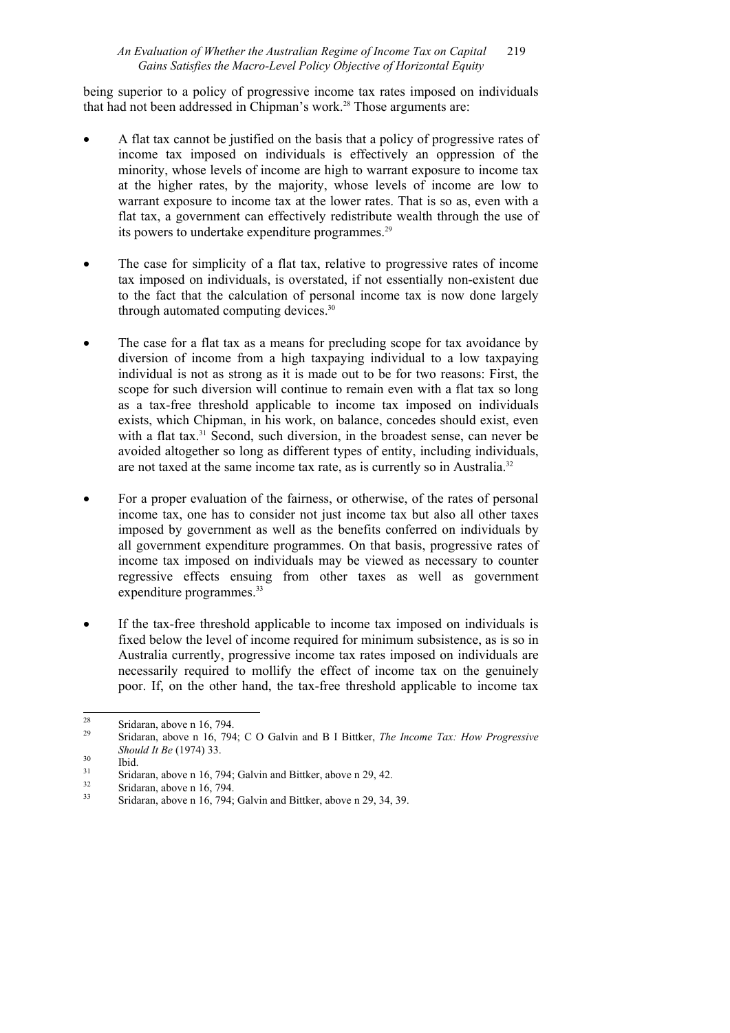being superior to a policy of progressive income tax rates imposed on individuals that had not been addressed in Chipman's work.[28] Those arguments are:

- A flat tax cannot be justified on the basis that a policy of progressive rates of income tax imposed on individuals is effectively an oppression of the minority, whose levels of income are high to warrant exposure to income tax at the higher rates, by the majority, whose levels of income are low to warrant exposure to income tax at the lower rates. That is so as, even with a flat tax, a government can effectively redistribute wealth through the use of its powers to undertake expenditure programmes.[29]

- The case for simplicity of a flat tax, relative to progressive rates of income tax imposed on individuals, is overstated, if not essentially non-existent due to the fact that the calculation of personal income tax is now done largely through automated computing devices.[30]

- The case for a flat tax as a means for precluding scope for tax avoidance by diversion of income from a high taxpaying individual to a low taxpaying individual is not as strong as it is made out to be for two reasons: First, the scope for such diversion will continue to remain even with a flat tax so long as a tax-free threshold applicable to income tax imposed on individuals exists, which Chipman, in his work, on balance, concedes should exist, even with a flat tax.[31] Second, such diversion, in the broadest sense, can never be avoided altogether so long as different types of entity, including individuals, are not taxed at the same income tax rate, as is currently so in Australia.[32]

- For a proper evaluation of the fairness, or otherwise, of the rates of personal income tax, one has to consider not just income tax but also all other taxes imposed by government as well as the benefits conferred on individuals by all government expenditure programmes. On that basis, progressive rates of income tax imposed on individuals may be viewed as necessary to counter regressive effects ensuing from other taxes as well as government expenditure programmes.[33]

- If the tax-free threshold applicable to income tax imposed on individuals is fixed below the level of income required for minimum subsistence, as is so in Australia currently, progressive income tax rates imposed on individuals are necessarily required to mollify the effect of income tax on the genuinely poor. If, on the other hand, the tax-free threshold applicable to income tax

---

[28] Sridaran, above n 16, 794.

[29] Sridaran, above n 16, 794; C O Galvin and B I Bittker, *The Income Tax: How Progressive Should It Be* (1974) 33.

[30] Ibid.

[31] Sridaran, above n 16, 794; Galvin and Bittker, above n 29, 42.

[32] Sridaran, above n 16, 794.

[33] Sridaran, above n 16, 794; Galvin and Bittker, above n 29, 34, 39.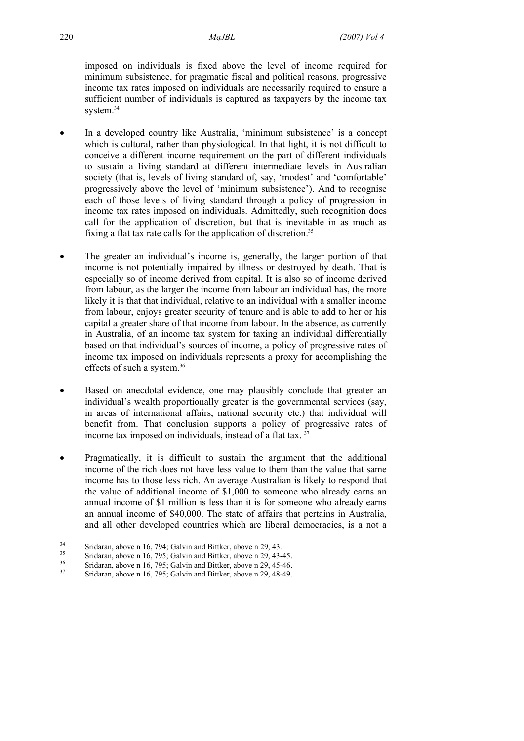imposed on individuals is fixed above the level of income required for minimum subsistence, for pragmatic fiscal and political reasons, progressive income tax rates imposed on individuals are necessarily required to ensure a sufficient number of individuals is captured as taxpayers by the income tax system.[34]

- In a developed country like Australia, 'minimum subsistence' is a concept which is cultural, rather than physiological. In that light, it is not difficult to conceive a different income requirement on the part of different individuals to sustain a living standard at different intermediate levels in Australian society (that is, levels of living standard of, say, 'modest' and 'comfortable' progressively above the level of 'minimum subsistence'). And to recognise each of those levels of living standard through a policy of progression in income tax rates imposed on individuals. Admittedly, such recognition does call for the application of discretion, but that is inevitable in as much as fixing a flat tax rate calls for the application of discretion.[35]

- The greater an individual's income is, generally, the larger portion of that income is not potentially impaired by illness or destroyed by death. That is especially so of income derived from capital. It is also so of income derived from labour, as the larger the income from labour an individual has, the more likely it is that that individual, relative to an individual with a smaller income from labour, enjoys greater security of tenure and is able to add to her or his capital a greater share of that income from labour. In the absence, as currently in Australia, of an income tax system for taxing an individual differentially based on that individual's sources of income, a policy of progressive rates of income tax imposed on individuals represents a proxy for accomplishing the effects of such a system.[36]

- Based on anecdotal evidence, one may plausibly conclude that greater an individual's wealth proportionally greater is the governmental services (say, in areas of international affairs, national security etc.) that individual will benefit from. That conclusion supports a policy of progressive rates of income tax imposed on individuals, instead of a flat tax.[37]

- Pragmatically, it is difficult to sustain the argument that the additional income of the rich does not have less value to them than the value that same income has to those less rich. An average Australian is likely to respond that the value of additional income of $1,000 to someone who already earns an annual income of $1 million is less than it is for someone who already earns an annual income of $40,000. The state of affairs that pertains in Australia, and all other developed countries which are liberal democracies, is a not a

---

[34] Sridaran, above n 16, 794; Galvin and Bittker, above n 29, 43.

[35] Sridaran, above n 16, 795; Galvin and Bittker, above n 29, 43-45.

[36] Sridaran, above n 16, 795; Galvin and Bittker, above n 29, 45-46.

[37] Sridaran, above n 16, 795; Galvin and Bittker, above n 29, 48-49.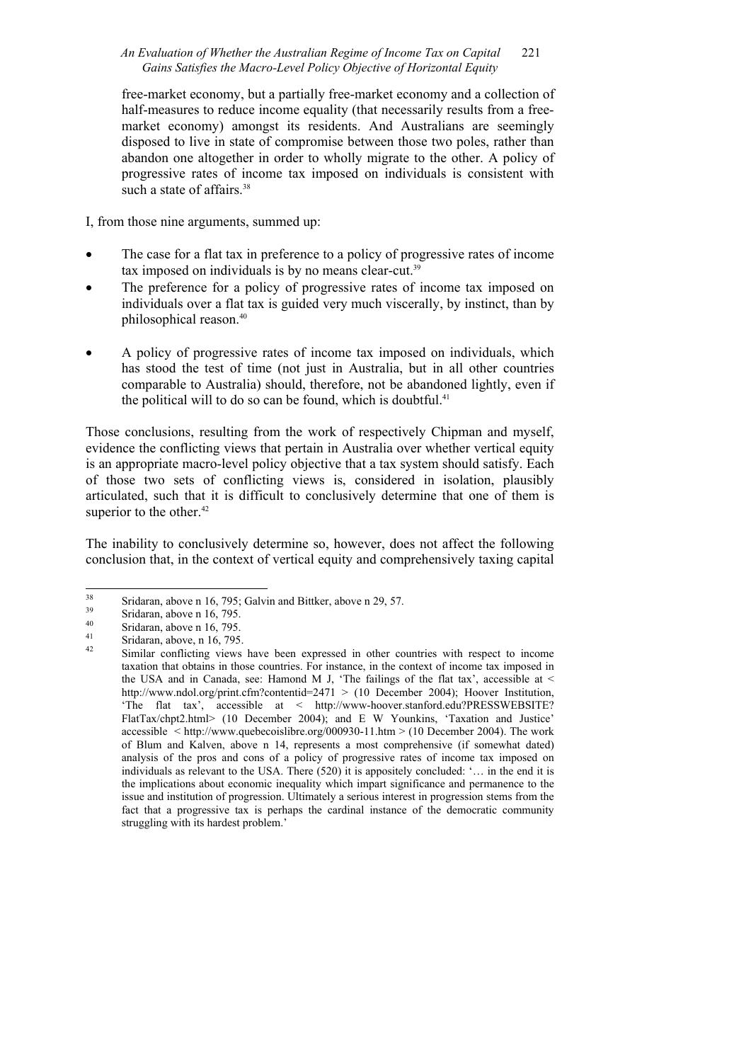free-market economy, but a partially free-market economy and a collection of half-measures to reduce income equality (that necessarily results from a free-market economy) amongst its residents. And Australians are seemingly disposed to live in state of compromise between those two poles, rather than abandon one altogether in order to wholly migrate to the other. A policy of progressive rates of income tax imposed on individuals is consistent with such a state of affairs.[38]

I, from those nine arguments, summed up:

- The case for a flat tax in preference to a policy of progressive rates of income tax imposed on individuals is by no means clear-cut.[39]
- The preference for a policy of progressive rates of income tax imposed on individuals over a flat tax is guided very much viscerally, by instinct, than by philosophical reason.[40]
- A policy of progressive rates of income tax imposed on individuals, which has stood the test of time (not just in Australia, but in all other countries comparable to Australia) should, therefore, not be abandoned lightly, even if the political will to do so can be found, which is doubtful.[41]

Those conclusions, resulting from the work of respectively Chipman and myself, evidence the conflicting views that pertain in Australia over whether vertical equity is an appropriate macro-level policy objective that a tax system should satisfy. Each of those two sets of conflicting views is, considered in isolation, plausibly articulated, such that it is difficult to conclusively determine that one of them is superior to the other.[42]

The inability to conclusively determine so, however, does not affect the following conclusion that, in the context of vertical equity and comprehensively taxing capital

---

[38] Sridaran, above n 16, 795; Galvin and Bittker, above n 29, 57.

[39] Sridaran, above n 16, 795.

[40] Sridaran, above n 16, 795.

[41] Sridaran, above, n 16, 795.

[42] Similar conflicting views have been expressed in other countries with respect to income taxation that obtains in those countries. For instance, in the context of income tax imposed in the USA and in Canada, see: Hamond M J, 'The failings of the flat tax', accessible at < http://www.ndol.org/print.cfm?contentid=2471 > (10 December 2004); Hoover Institution, 'The flat tax', accessible at < http://www-hoover.stanford.edu?PRESSWEBSITE?FlatTax/chpt2.html> (10 December 2004); and E W Younkins, 'Taxation and Justice' accessible < http://www.quebecoislibre.org/000930-11.htm > (10 December 2004). The work of Blum and Kalven, above n 14, represents a most comprehensive (if somewhat dated) analysis of the pros and cons of a policy of progressive rates of income tax imposed on individuals as relevant to the USA. There (520) it is appositely concluded: '… in the end it is the implications about economic inequality which impart significance and permanence to the issue and institution of progression. Ultimately a serious interest in progression stems from the fact that a progressive tax is perhaps the cardinal instance of the democratic community struggling with its hardest problem.'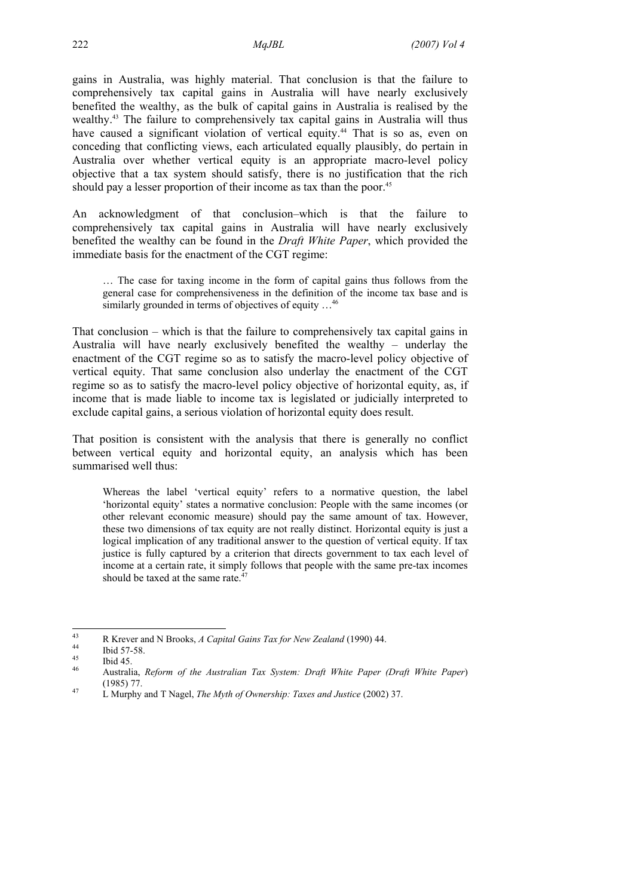gains in Australia, was highly material. That conclusion is that the failure to comprehensively tax capital gains in Australia will have nearly exclusively benefited the wealthy, as the bulk of capital gains in Australia is realised by the wealthy.[43] The failure to comprehensively tax capital gains in Australia will thus have caused a significant violation of vertical equity.[44] That is so as, even on conceding that conflicting views, each articulated equally plausibly, do pertain in Australia over whether vertical equity is an appropriate macro-level policy objective that a tax system should satisfy, there is no justification that the rich should pay a lesser proportion of their income as tax than the poor.[45]

An acknowledgment of that conclusion–which is that the failure to comprehensively tax capital gains in Australia will have nearly exclusively benefited the wealthy can be found in the *Draft White Paper*, which provided the immediate basis for the enactment of the CGT regime:

> … The case for taxing income in the form of capital gains thus follows from the general case for comprehensiveness in the definition of the income tax base and is similarly grounded in terms of objectives of equity …[46]

That conclusion – which is that the failure to comprehensively tax capital gains in Australia will have nearly exclusively benefited the wealthy – underlay the enactment of the CGT regime so as to satisfy the macro-level policy objective of vertical equity. That same conclusion also underlay the enactment of the CGT regime so as to satisfy the macro-level policy objective of horizontal equity, as, if income that is made liable to income tax is legislated or judicially interpreted to exclude capital gains, a serious violation of horizontal equity does result.

That position is consistent with the analysis that there is generally no conflict between vertical equity and horizontal equity, an analysis which has been summarised well thus:

> Whereas the label 'vertical equity' refers to a normative question, the label 'horizontal equity' states a normative conclusion: People with the same incomes (or other relevant economic measure) should pay the same amount of tax. However, these two dimensions of tax equity are not really distinct. Horizontal equity is just a logical implication of any traditional answer to the question of vertical equity. If tax justice is fully captured by a criterion that directs government to tax each level of income at a certain rate, it simply follows that people with the same pre-tax incomes should be taxed at the same rate.[47]

---

[43] R Krever and N Brooks, *A Capital Gains Tax for New Zealand* (1990) 44.

[44] Ibid 57-58.

[45] Ibid 45.

[46] Australia, *Reform of the Australian Tax System: Draft White Paper (Draft White Paper*) (1985) 77.

[47] L Murphy and T Nagel, *The Myth of Ownership: Taxes and Justice* (2002) 37.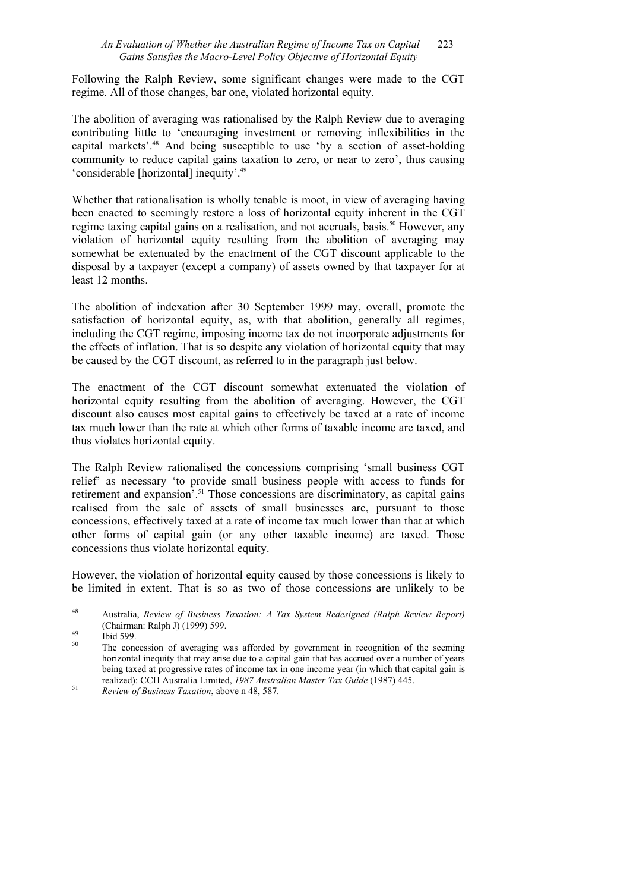Following the Ralph Review, some significant changes were made to the CGT regime. All of those changes, bar one, violated horizontal equity.

The abolition of averaging was rationalised by the Ralph Review due to averaging contributing little to 'encouraging investment or removing inflexibilities in the capital markets'.[48] And being susceptible to use 'by a section of asset-holding community to reduce capital gains taxation to zero, or near to zero', thus causing 'considerable [horizontal] inequity'.[49]

Whether that rationalisation is wholly tenable is moot, in view of averaging having been enacted to seemingly restore a loss of horizontal equity inherent in the CGT regime taxing capital gains on a realisation, and not accruals, basis.[50] However, any violation of horizontal equity resulting from the abolition of averaging may somewhat be extenuated by the enactment of the CGT discount applicable to the disposal by a taxpayer (except a company) of assets owned by that taxpayer for at least 12 months.

The abolition of indexation after 30 September 1999 may, overall, promote the satisfaction of horizontal equity, as, with that abolition, generally all regimes, including the CGT regime, imposing income tax do not incorporate adjustments for the effects of inflation. That is so despite any violation of horizontal equity that may be caused by the CGT discount, as referred to in the paragraph just below.

The enactment of the CGT discount somewhat extenuated the violation of horizontal equity resulting from the abolition of averaging. However, the CGT discount also causes most capital gains to effectively be taxed at a rate of income tax much lower than the rate at which other forms of taxable income are taxed, and thus violates horizontal equity.

The Ralph Review rationalised the concessions comprising 'small business CGT relief' as necessary 'to provide small business people with access to funds for retirement and expansion'.[51] Those concessions are discriminatory, as capital gains realised from the sale of assets of small businesses are, pursuant to those concessions, effectively taxed at a rate of income tax much lower than that at which other forms of capital gain (or any other taxable income) are taxed. Those concessions thus violate horizontal equity.

However, the violation of horizontal equity caused by those concessions is likely to be limited in extent. That is so as two of those concessions are unlikely to be

---

[48] Australia, *Review of Business Taxation: A Tax System Redesigned (Ralph Review Report)* (Chairman: Ralph J) (1999) 599.

[49] Ibid 599.

[50] The concession of averaging was afforded by government in recognition of the seeming horizontal inequity that may arise due to a capital gain that has accrued over a number of years being taxed at progressive rates of income tax in one income year (in which that capital gain is realized): CCH Australia Limited, *1987 Australian Master Tax Guide* (1987) 445.

[51] *Review of Business Taxation*, above n 48, 587.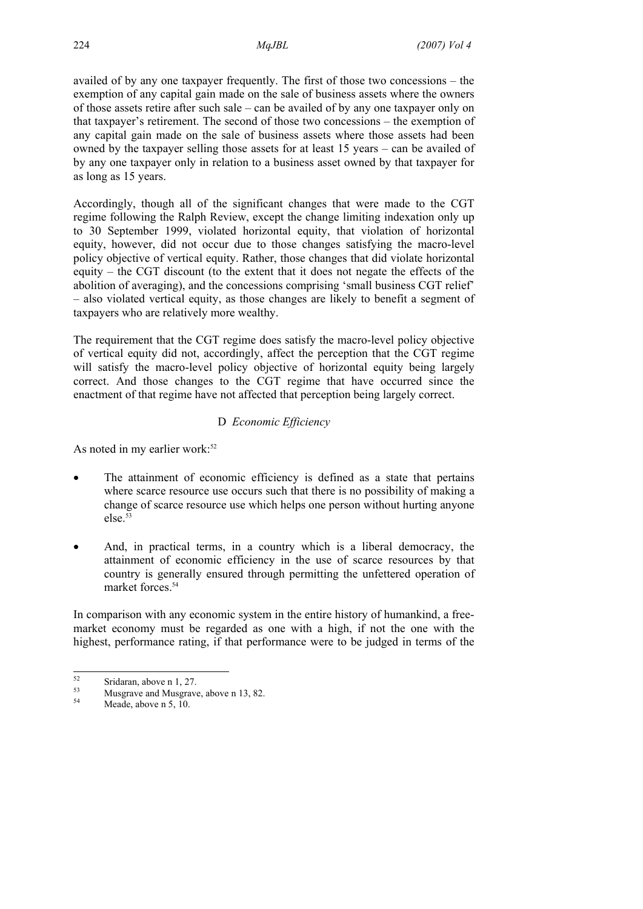availed of by any one taxpayer frequently. The first of those two concessions – the exemption of any capital gain made on the sale of business assets where the owners of those assets retire after such sale – can be availed of by any one taxpayer only on that taxpayer's retirement. The second of those two concessions – the exemption of any capital gain made on the sale of business assets where those assets had been owned by the taxpayer selling those assets for at least 15 years – can be availed of by any one taxpayer only in relation to a business asset owned by that taxpayer for as long as 15 years.

Accordingly, though all of the significant changes that were made to the CGT regime following the Ralph Review, except the change limiting indexation only up to 30 September 1999, violated horizontal equity, that violation of horizontal equity, however, did not occur due to those changes satisfying the macro-level policy objective of vertical equity. Rather, those changes that did violate horizontal equity – the CGT discount (to the extent that it does not negate the effects of the abolition of averaging), and the concessions comprising 'small business CGT relief' – also violated vertical equity, as those changes are likely to benefit a segment of taxpayers who are relatively more wealthy.

The requirement that the CGT regime does satisfy the macro-level policy objective of vertical equity did not, accordingly, affect the perception that the CGT regime will satisfy the macro-level policy objective of horizontal equity being largely correct. And those changes to the CGT regime that have occurred since the enactment of that regime have not affected that perception being largely correct.

### D *Economic Efficiency*

As noted in my earlier work:[52]

- The attainment of economic efficiency is defined as a state that pertains where scarce resource use occurs such that there is no possibility of making a change of scarce resource use which helps one person without hurting anyone else.[53]
- And, in practical terms, in a country which is a liberal democracy, the attainment of economic efficiency in the use of scarce resources by that country is generally ensured through permitting the unfettered operation of market forces.[54]

In comparison with any economic system in the entire history of humankind, a free-market economy must be regarded as one with a high, if not the one with the highest, performance rating, if that performance were to be judged in terms of the

---

[52] Sridaran, above n 1, 27.

[53] Musgrave and Musgrave, above n 13, 82.

[54] Meade, above n 5, 10.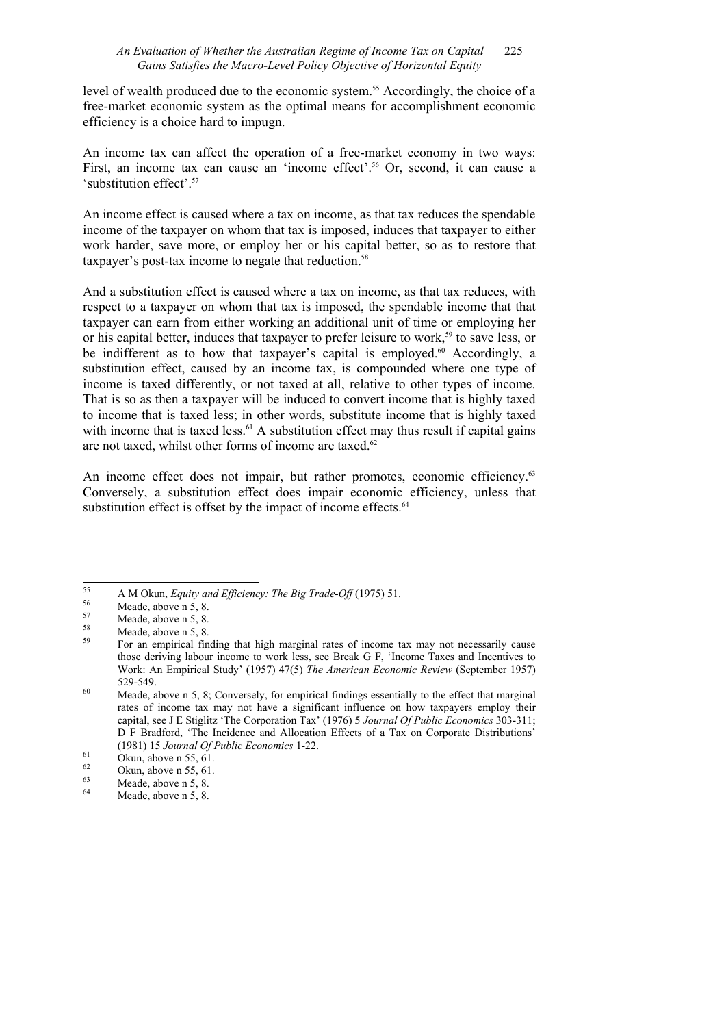level of wealth produced due to the economic system.[55] Accordingly, the choice of a free-market economic system as the optimal means for accomplishment economic efficiency is a choice hard to impugn.

An income tax can affect the operation of a free-market economy in two ways: First, an income tax can cause an 'income effect'.[56] Or, second, it can cause a 'substitution effect'.[57]

An income effect is caused where a tax on income, as that tax reduces the spendable income of the taxpayer on whom that tax is imposed, induces that taxpayer to either work harder, save more, or employ her or his capital better, so as to restore that taxpayer's post-tax income to negate that reduction.[58]

And a substitution effect is caused where a tax on income, as that tax reduces, with respect to a taxpayer on whom that tax is imposed, the spendable income that that taxpayer can earn from either working an additional unit of time or employing her or his capital better, induces that taxpayer to prefer leisure to work,[59] to save less, or be indifferent as to how that taxpayer's capital is employed.[60] Accordingly, a substitution effect, caused by an income tax, is compounded where one type of income is taxed differently, or not taxed at all, relative to other types of income. That is so as then a taxpayer will be induced to convert income that is highly taxed to income that is taxed less; in other words, substitute income that is highly taxed with income that is taxed less.[61] A substitution effect may thus result if capital gains are not taxed, whilst other forms of income are taxed.[62]

An income effect does not impair, but rather promotes, economic efficiency.[63] Conversely, a substitution effect does impair economic efficiency, unless that substitution effect is offset by the impact of income effects.[64]

---

[55] A M Okun, *Equity and Efficiency: The Big Trade-Off* (1975) 51.

[56] Meade, above n 5, 8.

[57] Meade, above n 5, 8.

[58] Meade, above n 5, 8.

[59] For an empirical finding that high marginal rates of income tax may not necessarily cause those deriving labour income to work less, see Break G F, 'Income Taxes and Incentives to Work: An Empirical Study' (1957) 47(5) *The American Economic Review* (September 1957) 529-549.

[60] Meade, above n 5, 8; Conversely, for empirical findings essentially to the effect that marginal rates of income tax may not have a significant influence on how taxpayers employ their capital, see J E Stiglitz 'The Corporation Tax' (1976) 5 *Journal Of Public Economics* 303-311; D F Bradford, 'The Incidence and Allocation Effects of a Tax on Corporate Distributions' (1981) 15 *Journal Of Public Economics* 1-22.

[61] Okun, above n 55, 61.

[62] Okun, above n 55, 61.

[63] Meade, above n 5, 8.

[64] Meade, above n 5, 8.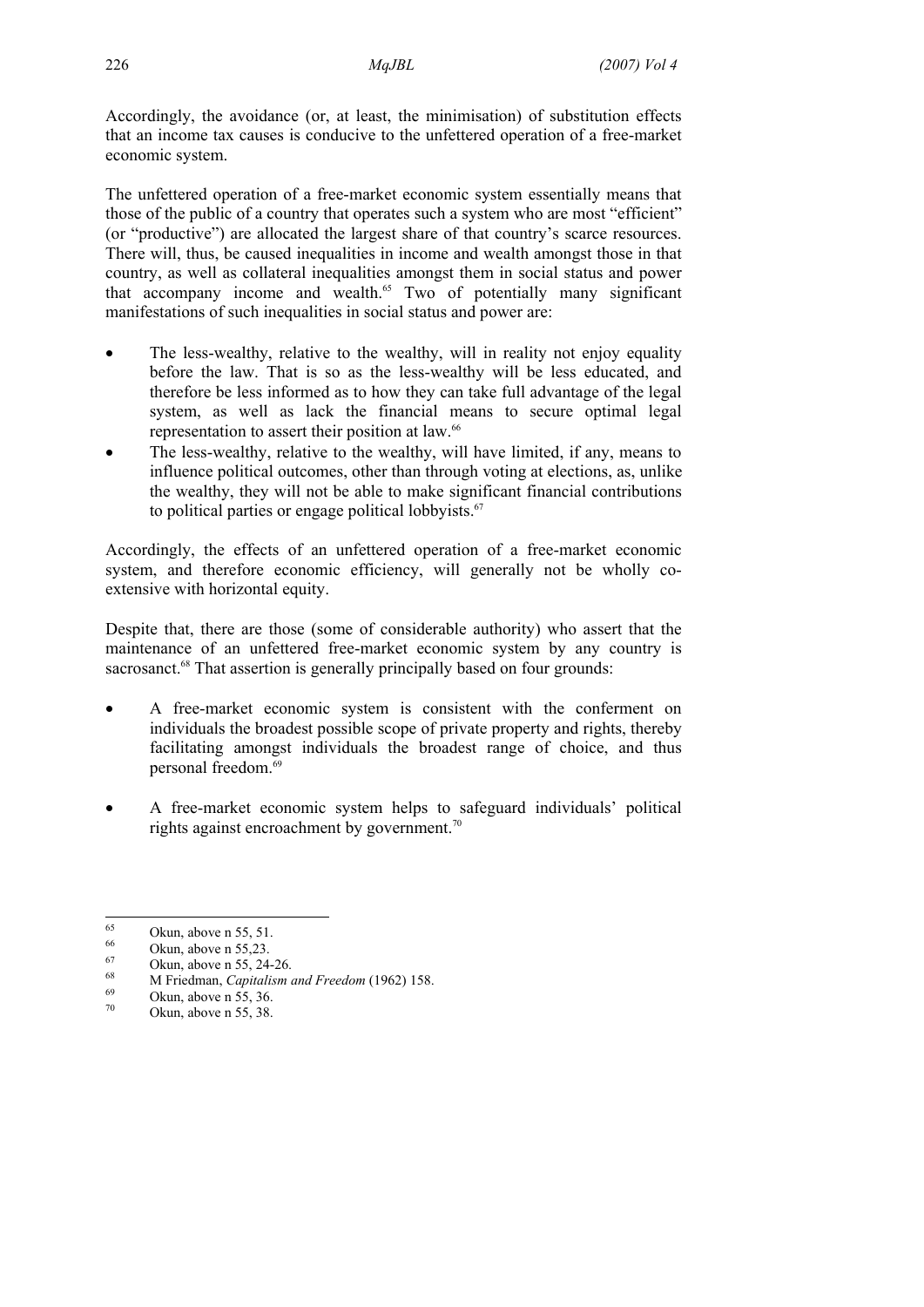Accordingly, the avoidance (or, at least, the minimisation) of substitution effects that an income tax causes is conducive to the unfettered operation of a free-market economic system.

The unfettered operation of a free-market economic system essentially means that those of the public of a country that operates such a system who are most "efficient" (or "productive") are allocated the largest share of that country's scarce resources. There will, thus, be caused inequalities in income and wealth amongst those in that country, as well as collateral inequalities amongst them in social status and power that accompany income and wealth.[65] Two of potentially many significant manifestations of such inequalities in social status and power are:

- The less-wealthy, relative to the wealthy, will in reality not enjoy equality before the law. That is so as the less-wealthy will be less educated, and therefore be less informed as to how they can take full advantage of the legal system, as well as lack the financial means to secure optimal legal representation to assert their position at law.[66]
- The less-wealthy, relative to the wealthy, will have limited, if any, means to influence political outcomes, other than through voting at elections, as, unlike the wealthy, they will not be able to make significant financial contributions to political parties or engage political lobbyists.[67]

Accordingly, the effects of an unfettered operation of a free-market economic system, and therefore economic efficiency, will generally not be wholly co-extensive with horizontal equity.

Despite that, there are those (some of considerable authority) who assert that the maintenance of an unfettered free-market economic system by any country is sacrosanct.[68] That assertion is generally principally based on four grounds:

- A free-market economic system is consistent with the conferment on individuals the broadest possible scope of private property and rights, thereby facilitating amongst individuals the broadest range of choice, and thus personal freedom.[69]
- A free-market economic system helps to safeguard individuals' political rights against encroachment by government.[70]

---

[65] Okun, above n 55, 51.

[66] Okun, above n 55,23.

[67] Okun, above n 55, 24-26.

[68] M Friedman, *Capitalism and Freedom* (1962) 158.

[69] Okun, above n 55, 36.

[70] Okun, above n 55, 38.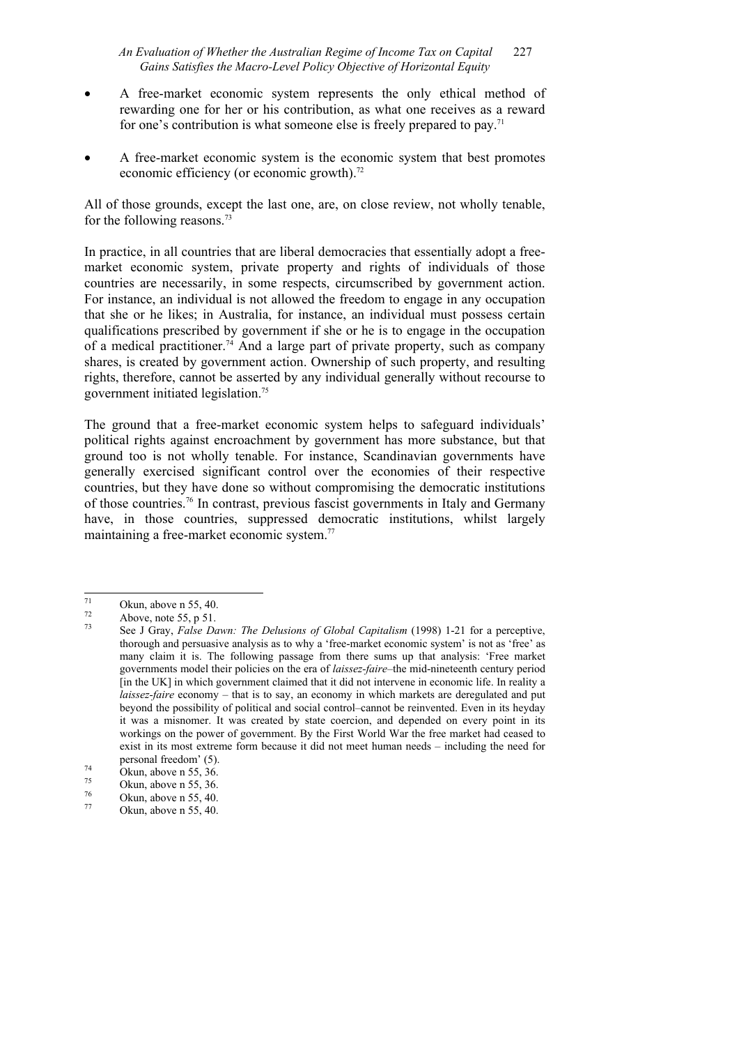- A free-market economic system represents the only ethical method of rewarding one for her or his contribution, as what one receives as a reward for one's contribution is what someone else is freely prepared to pay.[71]

- A free-market economic system is the economic system that best promotes economic efficiency (or economic growth).[72]

All of those grounds, except the last one, are, on close review, not wholly tenable, for the following reasons.[73]

In practice, in all countries that are liberal democracies that essentially adopt a free-market economic system, private property and rights of individuals of those countries are necessarily, in some respects, circumscribed by government action. For instance, an individual is not allowed the freedom to engage in any occupation that she or he likes; in Australia, for instance, an individual must possess certain qualifications prescribed by government if she or he is to engage in the occupation of a medical practitioner.[74] And a large part of private property, such as company shares, is created by government action. Ownership of such property, and resulting rights, therefore, cannot be asserted by any individual generally without recourse to government initiated legislation.[75]

The ground that a free-market economic system helps to safeguard individuals' political rights against encroachment by government has more substance, but that ground too is not wholly tenable. For instance, Scandinavian governments have generally exercised significant control over the economies of their respective countries, but they have done so without compromising the democratic institutions of those countries.[76] In contrast, previous fascist governments in Italy and Germany have, in those countries, suppressed democratic institutions, whilst largely maintaining a free-market economic system.[77]

---

[71] Okun, above n 55, 40.

[72] Above, note 55, p 51.

[73] See J Gray, *False Dawn: The Delusions of Global Capitalism* (1998) 1-21 for a perceptive, thorough and persuasive analysis as to why a 'free-market economic system' is not as 'free' as many claim it is. The following passage from there sums up that analysis: 'Free market governments model their policies on the era of *laissez-faire*–the mid-nineteenth century period [in the UK] in which government claimed that it did not intervene in economic life. In reality a *laissez-faire* economy – that is to say, an economy in which markets are deregulated and put beyond the possibility of political and social control–cannot be reinvented. Even in its heyday it was a misnomer. It was created by state coercion, and depended on every point in its workings on the power of government. By the First World War the free market had ceased to exist in its most extreme form because it did not meet human needs – including the need for personal freedom' (5).

[74] Okun, above n 55, 36.

[75] Okun, above n 55, 36.

[76] Okun, above n 55, 40.

[77] Okun, above n 55, 40.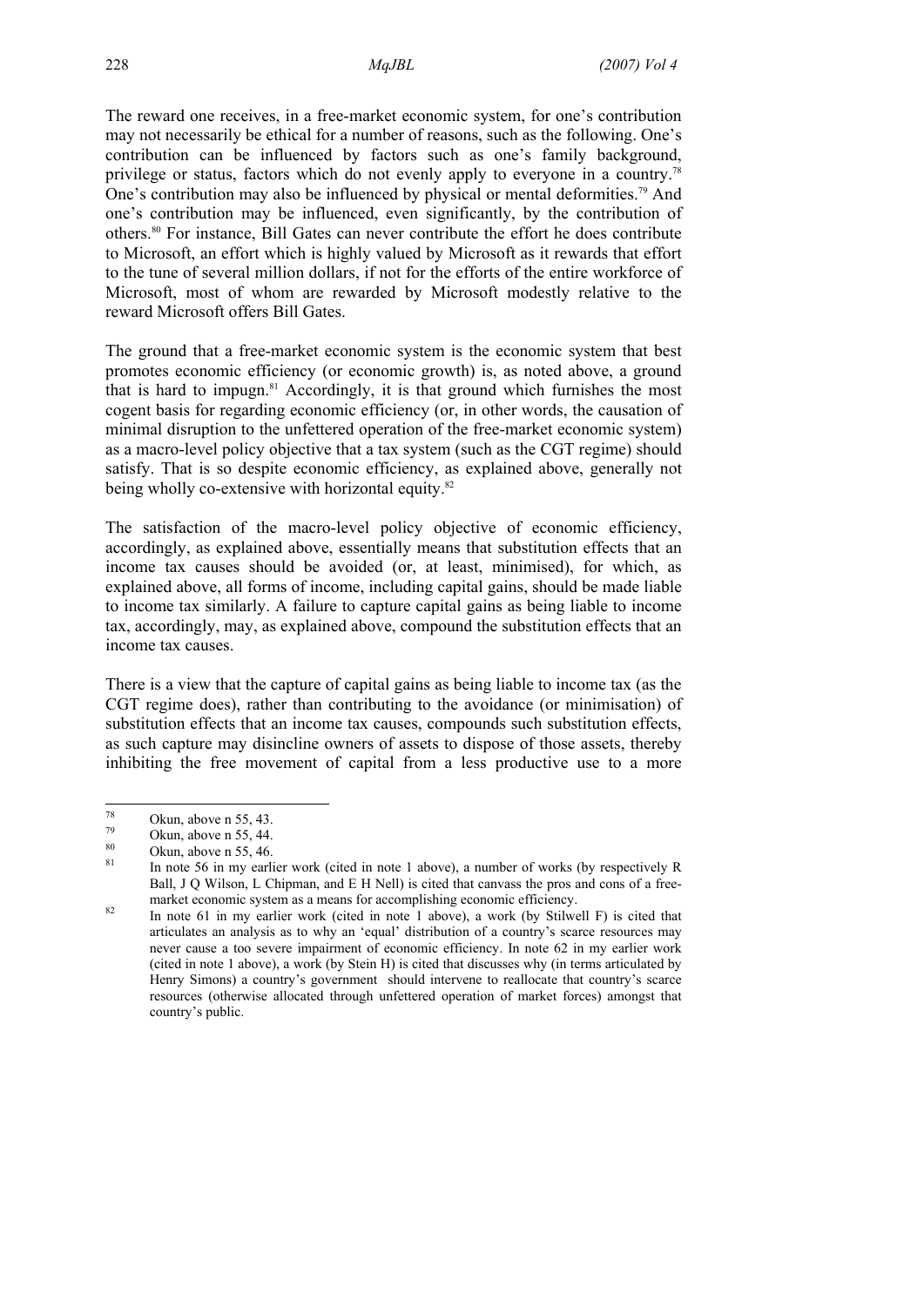The reward one receives, in a free-market economic system, for one's contribution may not necessarily be ethical for a number of reasons, such as the following. One's contribution can be influenced by factors such as one's family background, privilege or status, factors which do not evenly apply to everyone in a country.[78] One's contribution may also be influenced by physical or mental deformities.[79] And one's contribution may be influenced, even significantly, by the contribution of others.[80] For instance, Bill Gates can never contribute the effort he does contribute to Microsoft, an effort which is highly valued by Microsoft as it rewards that effort to the tune of several million dollars, if not for the efforts of the entire workforce of Microsoft, most of whom are rewarded by Microsoft modestly relative to the reward Microsoft offers Bill Gates.

The ground that a free-market economic system is the economic system that best promotes economic efficiency (or economic growth) is, as noted above, a ground that is hard to impugn.[81] Accordingly, it is that ground which furnishes the most cogent basis for regarding economic efficiency (or, in other words, the causation of minimal disruption to the unfettered operation of the free-market economic system) as a macro-level policy objective that a tax system (such as the CGT regime) should satisfy. That is so despite economic efficiency, as explained above, generally not being wholly co-extensive with horizontal equity.[82]

The satisfaction of the macro-level policy objective of economic efficiency, accordingly, as explained above, essentially means that substitution effects that an income tax causes should be avoided (or, at least, minimised), for which, as explained above, all forms of income, including capital gains, should be made liable to income tax similarly. A failure to capture capital gains as being liable to income tax, accordingly, may, as explained above, compound the substitution effects that an income tax causes.

There is a view that the capture of capital gains as being liable to income tax (as the CGT regime does), rather than contributing to the avoidance (or minimisation) of substitution effects that an income tax causes, compounds such substitution effects, as such capture may disincline owners of assets to dispose of those assets, thereby inhibiting the free movement of capital from a less productive use to a more

---

[78] Okun, above n 55, 43.

[79] Okun, above n 55, 44.

[80] Okun, above n 55, 46.

[81] In note 56 in my earlier work (cited in note 1 above), a number of works (by respectively R Ball, J Q Wilson, L Chipman, and E H Nell) is cited that canvass the pros and cons of a free-market economic system as a means for accomplishing economic efficiency.

[82] In note 61 in my earlier work (cited in note 1 above), a work (by Stilwell F) is cited that articulates an analysis as to why an 'equal' distribution of a country's scarce resources may never cause a too severe impairment of economic efficiency. In note 62 in my earlier work (cited in note 1 above), a work (by Stein H) is cited that discusses why (in terms articulated by Henry Simons) a country's government should intervene to reallocate that country's scarce resources (otherwise allocated through unfettered operation of market forces) amongst that country's public.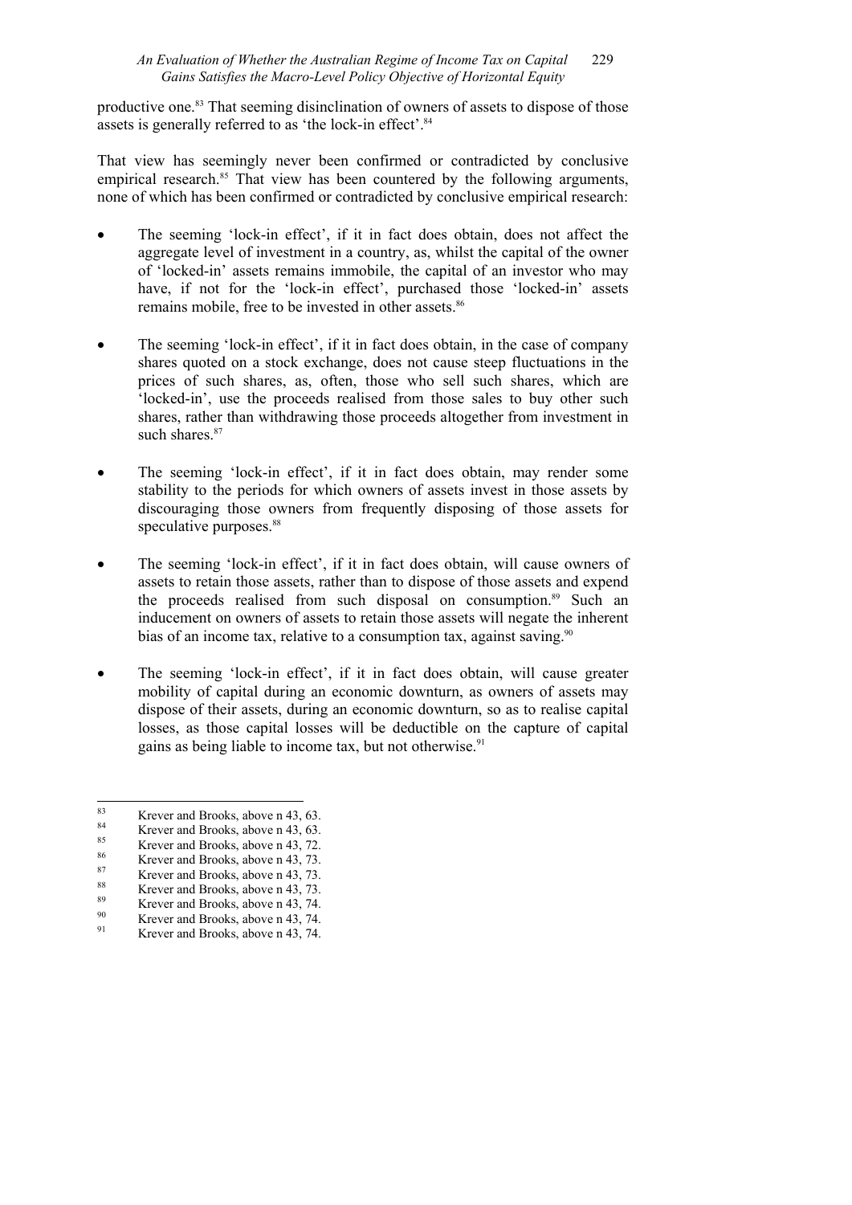productive one.[83] That seeming disinclination of owners of assets to dispose of those assets is generally referred to as 'the lock-in effect'.[84]

That view has seemingly never been confirmed or contradicted by conclusive empirical research.[85] That view has been countered by the following arguments, none of which has been confirmed or contradicted by conclusive empirical research:

- The seeming 'lock-in effect', if it in fact does obtain, does not affect the aggregate level of investment in a country, as, whilst the capital of the owner of 'locked-in' assets remains immobile, the capital of an investor who may have, if not for the 'lock-in effect', purchased those 'locked-in' assets remains mobile, free to be invested in other assets.[86]

- The seeming 'lock-in effect', if it in fact does obtain, in the case of company shares quoted on a stock exchange, does not cause steep fluctuations in the prices of such shares, as, often, those who sell such shares, which are 'locked-in', use the proceeds realised from those sales to buy other such shares, rather than withdrawing those proceeds altogether from investment in such shares.[87]

- The seeming 'lock-in effect', if it in fact does obtain, may render some stability to the periods for which owners of assets invest in those assets by discouraging those owners from frequently disposing of those assets for speculative purposes.[88]

- The seeming 'lock-in effect', if it in fact does obtain, will cause owners of assets to retain those assets, rather than to dispose of those assets and expend the proceeds realised from such disposal on consumption.[89] Such an inducement on owners of assets to retain those assets will negate the inherent bias of an income tax, relative to a consumption tax, against saving.[90]

- The seeming 'lock-in effect', if it in fact does obtain, will cause greater mobility of capital during an economic downturn, as owners of assets may dispose of their assets, during an economic downturn, so as to realise capital losses, as those capital losses will be deductible on the capture of capital gains as being liable to income tax, but not otherwise.[91]

---

[83] Krever and Brooks, above n 43, 63.

[84] Krever and Brooks, above n 43, 63.

[85] Krever and Brooks, above n 43, 72.

[86] Krever and Brooks, above n 43, 73.

[87] Krever and Brooks, above n 43, 73.

[88] Krever and Brooks, above n 43, 73.

[89] Krever and Brooks, above n 43, 74.

[90] Krever and Brooks, above n 43, 74.

[91] Krever and Brooks, above n 43, 74.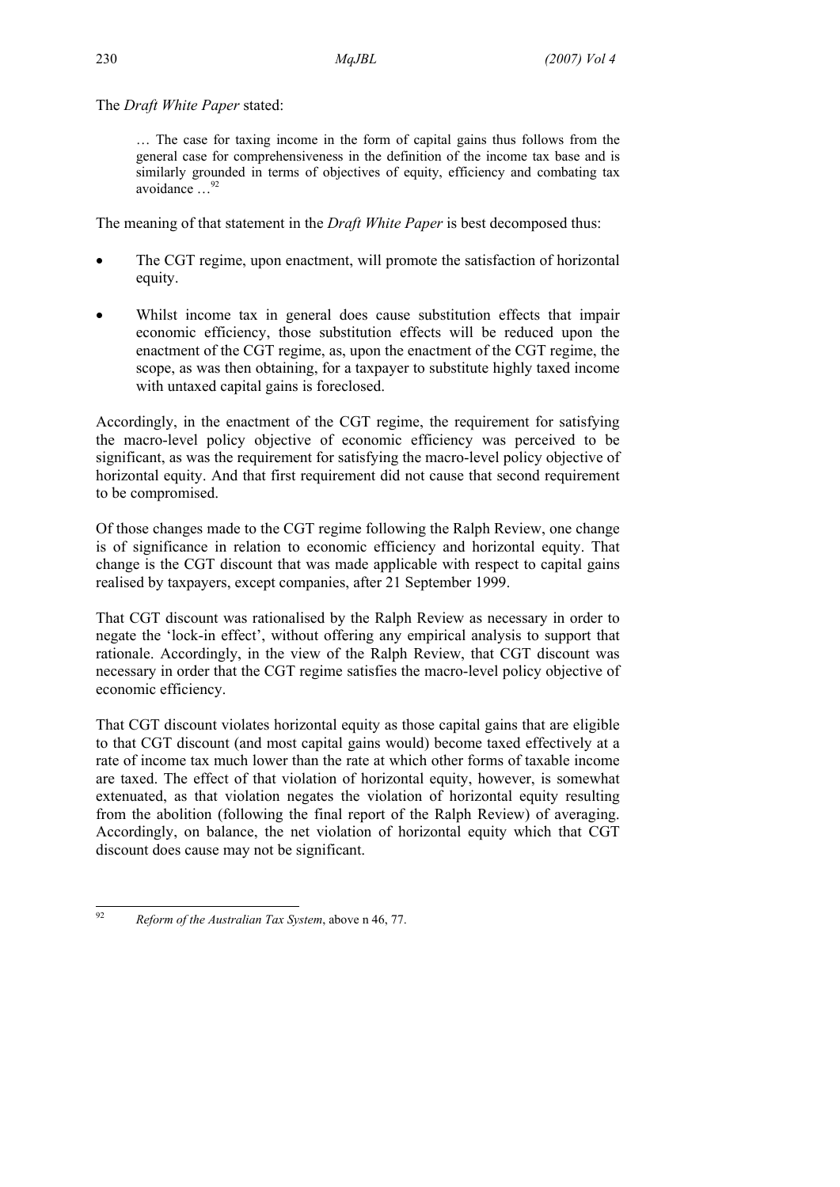The *Draft White Paper* stated:

> … The case for taxing income in the form of capital gains thus follows from the general case for comprehensiveness in the definition of the income tax base and is similarly grounded in terms of objectives of equity, efficiency and combating tax avoidance …[92]

The meaning of that statement in the *Draft White Paper* is best decomposed thus:

- The CGT regime, upon enactment, will promote the satisfaction of horizontal equity.
- Whilst income tax in general does cause substitution effects that impair economic efficiency, those substitution effects will be reduced upon the enactment of the CGT regime, as, upon the enactment of the CGT regime, the scope, as was then obtaining, for a taxpayer to substitute highly taxed income with untaxed capital gains is foreclosed.

Accordingly, in the enactment of the CGT regime, the requirement for satisfying the macro-level policy objective of economic efficiency was perceived to be significant, as was the requirement for satisfying the macro-level policy objective of horizontal equity. And that first requirement did not cause that second requirement to be compromised.

Of those changes made to the CGT regime following the Ralph Review, one change is of significance in relation to economic efficiency and horizontal equity. That change is the CGT discount that was made applicable with respect to capital gains realised by taxpayers, except companies, after 21 September 1999.

That CGT discount was rationalised by the Ralph Review as necessary in order to negate the 'lock-in effect', without offering any empirical analysis to support that rationale. Accordingly, in the view of the Ralph Review, that CGT discount was necessary in order that the CGT regime satisfies the macro-level policy objective of economic efficiency.

That CGT discount violates horizontal equity as those capital gains that are eligible to that CGT discount (and most capital gains would) become taxed effectively at a rate of income tax much lower than the rate at which other forms of taxable income are taxed. The effect of that violation of horizontal equity, however, is somewhat extenuated, as that violation negates the violation of horizontal equity resulting from the abolition (following the final report of the Ralph Review) of averaging. Accordingly, on balance, the net violation of horizontal equity which that CGT discount does cause may not be significant.

---

[92] *Reform of the Australian Tax System*, above n 46, 77.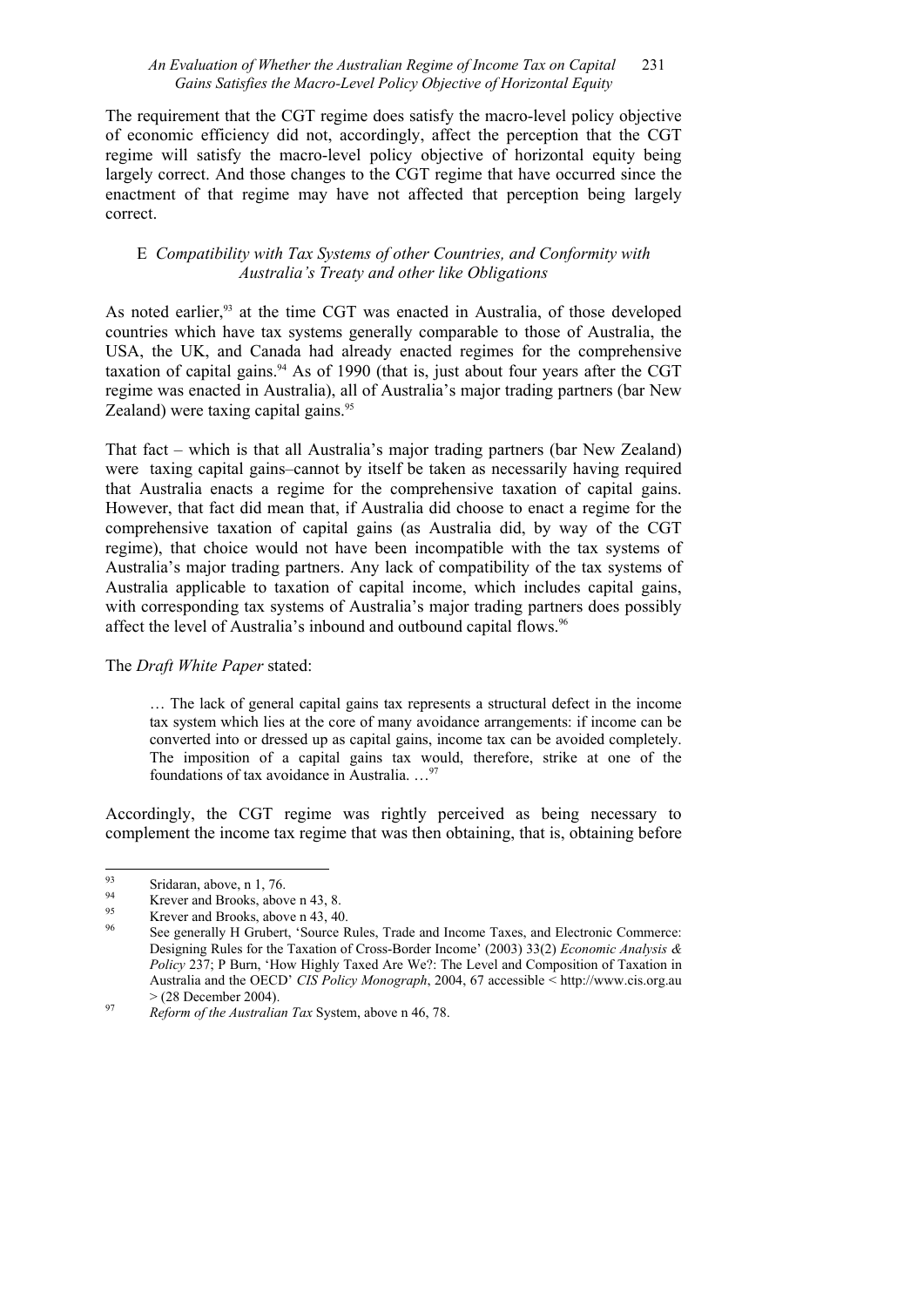The requirement that the CGT regime does satisfy the macro-level policy objective of economic efficiency did not, accordingly, affect the perception that the CGT regime will satisfy the macro-level policy objective of horizontal equity being largely correct. And those changes to the CGT regime that have occurred since the enactment of that regime may have not affected that perception being largely correct.

### E *Compatibility with Tax Systems of other Countries, and Conformity with Australia's Treaty and other like Obligations*

As noted earlier,[93] at the time CGT was enacted in Australia, of those developed countries which have tax systems generally comparable to those of Australia, the USA, the UK, and Canada had already enacted regimes for the comprehensive taxation of capital gains.[94] As of 1990 (that is, just about four years after the CGT regime was enacted in Australia), all of Australia's major trading partners (bar New Zealand) were taxing capital gains.[95]

That fact – which is that all Australia's major trading partners (bar New Zealand) were taxing capital gains–cannot by itself be taken as necessarily having required that Australia enacts a regime for the comprehensive taxation of capital gains. However, that fact did mean that, if Australia did choose to enact a regime for the comprehensive taxation of capital gains (as Australia did, by way of the CGT regime), that choice would not have been incompatible with the tax systems of Australia's major trading partners. Any lack of compatibility of the tax systems of Australia applicable to taxation of capital income, which includes capital gains, with corresponding tax systems of Australia's major trading partners does possibly affect the level of Australia's inbound and outbound capital flows.[96]

The *Draft White Paper* stated:

> … The lack of general capital gains tax represents a structural defect in the income tax system which lies at the core of many avoidance arrangements: if income can be converted into or dressed up as capital gains, income tax can be avoided completely. The imposition of a capital gains tax would, therefore, strike at one of the foundations of tax avoidance in Australia. …[97]

Accordingly, the CGT regime was rightly perceived as being necessary to complement the income tax regime that was then obtaining, that is, obtaining before

---

[93] Sridaran, above, n 1, 76.

[94] Krever and Brooks, above n 43, 8.

[95] Krever and Brooks, above n 43, 40.

[96] See generally H Grubert, 'Source Rules, Trade and Income Taxes, and Electronic Commerce: Designing Rules for the Taxation of Cross-Border Income' (2003) 33(2) *Economic Analysis & Policy* 237; P Burn, 'How Highly Taxed Are We?: The Level and Composition of Taxation in Australia and the OECD' *CIS Policy Monograph*, 2004, 67 accessible < http://www.cis.org.au > (28 December 2004).

[97] *Reform of the Australian Tax* System, above n 46, 78.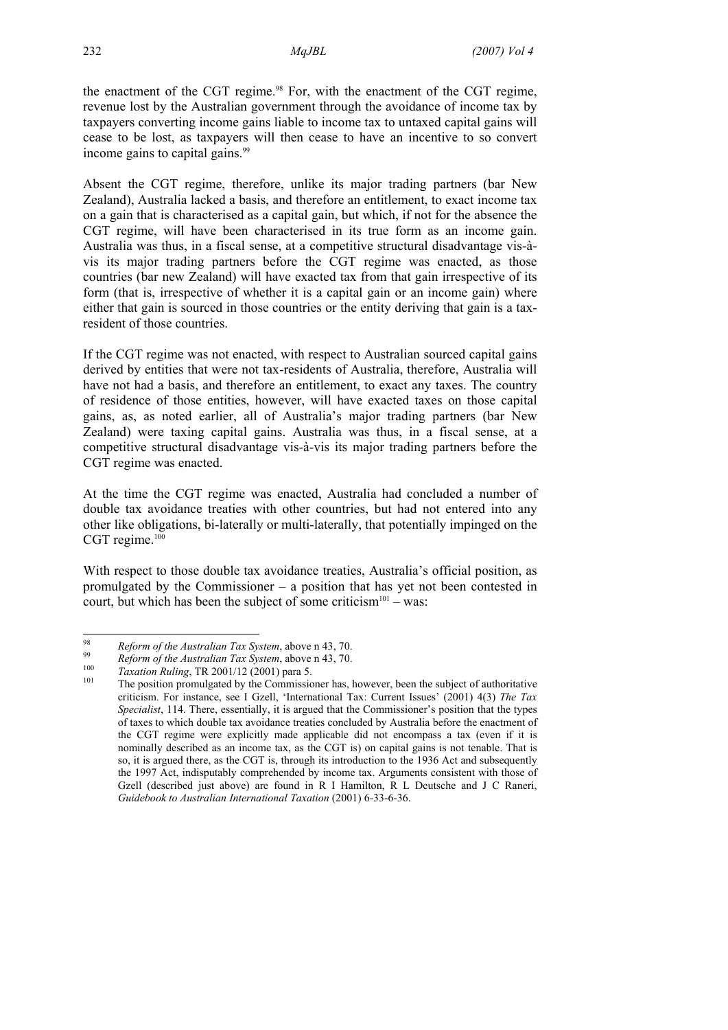the enactment of the CGT regime.[98] For, with the enactment of the CGT regime, revenue lost by the Australian government through the avoidance of income tax by taxpayers converting income gains liable to income tax to untaxed capital gains will cease to be lost, as taxpayers will then cease to have an incentive to so convert income gains to capital gains.[99]

Absent the CGT regime, therefore, unlike its major trading partners (bar New Zealand), Australia lacked a basis, and therefore an entitlement, to exact income tax on a gain that is characterised as a capital gain, but which, if not for the absence the CGT regime, will have been characterised in its true form as an income gain. Australia was thus, in a fiscal sense, at a competitive structural disadvantage vis-à-vis its major trading partners before the CGT regime was enacted, as those countries (bar new Zealand) will have exacted tax from that gain irrespective of its form (that is, irrespective of whether it is a capital gain or an income gain) where either that gain is sourced in those countries or the entity deriving that gain is a tax-resident of those countries.

If the CGT regime was not enacted, with respect to Australian sourced capital gains derived by entities that were not tax-residents of Australia, therefore, Australia will have not had a basis, and therefore an entitlement, to exact any taxes. The country of residence of those entities, however, will have exacted taxes on those capital gains, as, as noted earlier, all of Australia's major trading partners (bar New Zealand) were taxing capital gains. Australia was thus, in a fiscal sense, at a competitive structural disadvantage vis-à-vis its major trading partners before the CGT regime was enacted.

At the time the CGT regime was enacted, Australia had concluded a number of double tax avoidance treaties with other countries, but had not entered into any other like obligations, bi-laterally or multi-laterally, that potentially impinged on the CGT regime.[100]

With respect to those double tax avoidance treaties, Australia's official position, as promulgated by the Commissioner – a position that has yet not been contested in court, but which has been the subject of some criticism[101] – was:

---

[98] *Reform of the Australian Tax System*, above n 43, 70.

[99] *Reform of the Australian Tax System*, above n 43, 70.

[100] *Taxation Ruling*, TR 2001/12 (2001) para 5.

[101] The position promulgated by the Commissioner has, however, been the subject of authoritative criticism. For instance, see I Gzell, 'International Tax: Current Issues' (2001) 4(3) *The Tax Specialist*, 114. There, essentially, it is argued that the Commissioner's position that the types of taxes to which double tax avoidance treaties concluded by Australia before the enactment of the CGT regime were explicitly made applicable did not encompass a tax (even if it is nominally described as an income tax, as the CGT is) on capital gains is not tenable. That is so, it is argued there, as the CGT is, through its introduction to the 1936 Act and subsequently the 1997 Act, indisputably comprehended by income tax. Arguments consistent with those of Gzell (described just above) are found in R I Hamilton, R L Deutsche and J C Raneri, *Guidebook to Australian International Taxation* (2001) 6-33-6-36.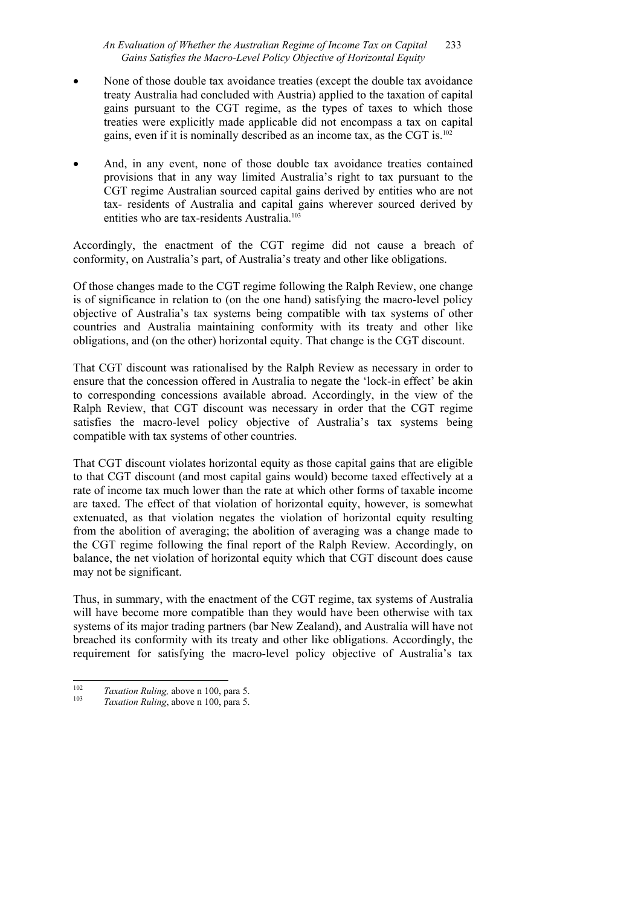- None of those double tax avoidance treaties (except the double tax avoidance treaty Australia had concluded with Austria) applied to the taxation of capital gains pursuant to the CGT regime, as the types of taxes to which those treaties were explicitly made applicable did not encompass a tax on capital gains, even if it is nominally described as an income tax, as the CGT is.[102]

- And, in any event, none of those double tax avoidance treaties contained provisions that in any way limited Australia's right to tax pursuant to the CGT regime Australian sourced capital gains derived by entities who are not tax- residents of Australia and capital gains wherever sourced derived by entities who are tax-residents Australia.[103]

Accordingly, the enactment of the CGT regime did not cause a breach of conformity, on Australia's part, of Australia's treaty and other like obligations.

Of those changes made to the CGT regime following the Ralph Review, one change is of significance in relation to (on the one hand) satisfying the macro-level policy objective of Australia's tax systems being compatible with tax systems of other countries and Australia maintaining conformity with its treaty and other like obligations, and (on the other) horizontal equity. That change is the CGT discount.

That CGT discount was rationalised by the Ralph Review as necessary in order to ensure that the concession offered in Australia to negate the 'lock-in effect' be akin to corresponding concessions available abroad. Accordingly, in the view of the Ralph Review, that CGT discount was necessary in order that the CGT regime satisfies the macro-level policy objective of Australia's tax systems being compatible with tax systems of other countries.

That CGT discount violates horizontal equity as those capital gains that are eligible to that CGT discount (and most capital gains would) become taxed effectively at a rate of income tax much lower than the rate at which other forms of taxable income are taxed. The effect of that violation of horizontal equity, however, is somewhat extenuated, as that violation negates the violation of horizontal equity resulting from the abolition of averaging; the abolition of averaging was a change made to the CGT regime following the final report of the Ralph Review. Accordingly, on balance, the net violation of horizontal equity which that CGT discount does cause may not be significant.

Thus, in summary, with the enactment of the CGT regime, tax systems of Australia will have become more compatible than they would have been otherwise with tax systems of its major trading partners (bar New Zealand), and Australia will have not breached its conformity with its treaty and other like obligations. Accordingly, the requirement for satisfying the macro-level policy objective of Australia's tax

---

[102] *Taxation Ruling,* above n 100, para 5.

[103] *Taxation Ruling*, above n 100, para 5.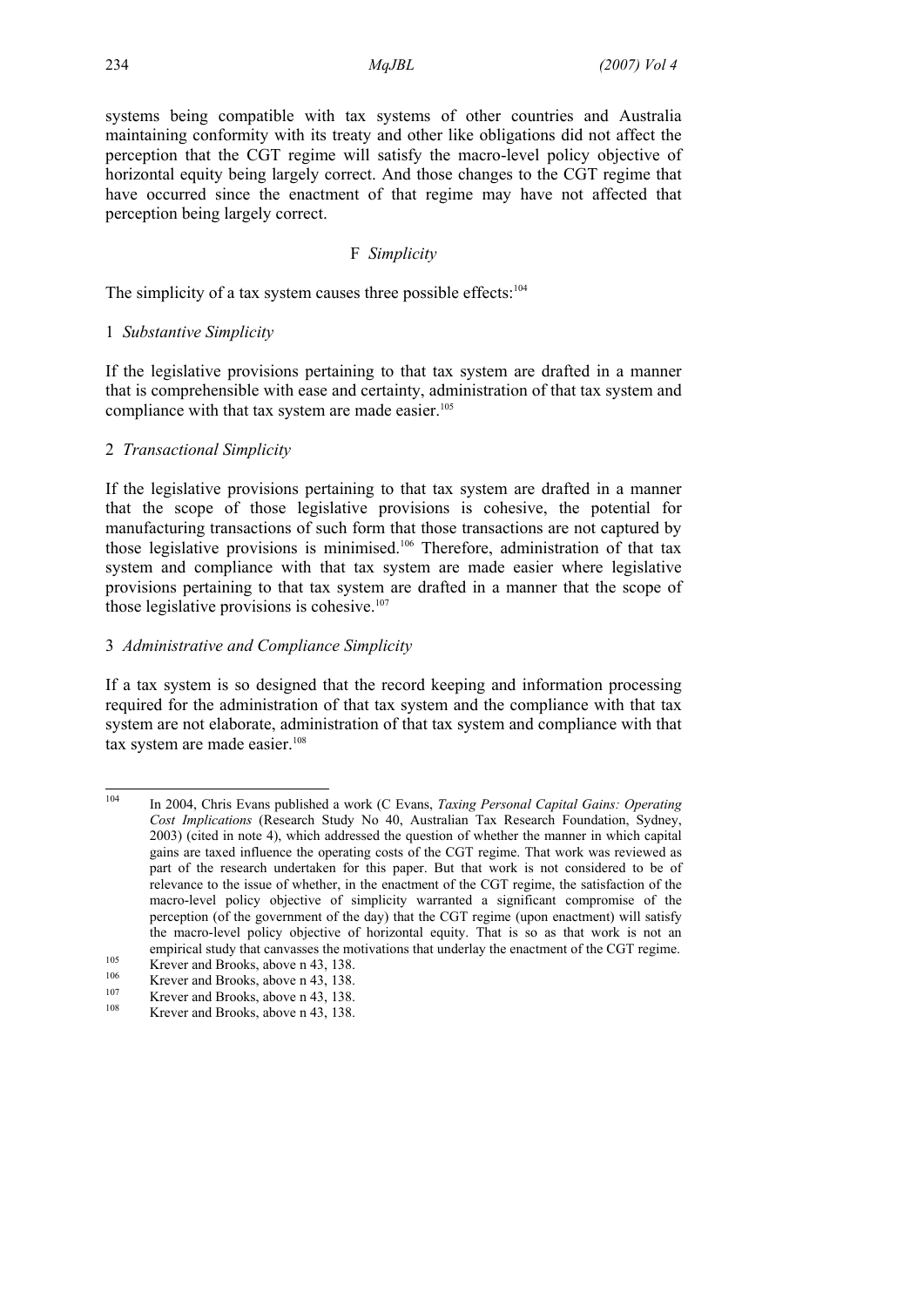systems being compatible with tax systems of other countries and Australia maintaining conformity with its treaty and other like obligations did not affect the perception that the CGT regime will satisfy the macro-level policy objective of horizontal equity being largely correct. And those changes to the CGT regime that have occurred since the enactment of that regime may have not affected that perception being largely correct.

### F *Simplicity*

The simplicity of a tax system causes three possible effects:[104]

#### 1 *Substantive Simplicity*

If the legislative provisions pertaining to that tax system are drafted in a manner that is comprehensible with ease and certainty, administration of that tax system and compliance with that tax system are made easier.[105]

#### 2 *Transactional Simplicity*

If the legislative provisions pertaining to that tax system are drafted in a manner that the scope of those legislative provisions is cohesive, the potential for manufacturing transactions of such form that those transactions are not captured by those legislative provisions is minimised.[106] Therefore, administration of that tax system and compliance with that tax system are made easier where legislative provisions pertaining to that tax system are drafted in a manner that the scope of those legislative provisions is cohesive.[107]

#### 3 *Administrative and Compliance Simplicity*

If a tax system is so designed that the record keeping and information processing required for the administration of that tax system and the compliance with that tax system are not elaborate, administration of that tax system and compliance with that tax system are made easier.[108]

---

[104] In 2004, Chris Evans published a work (C Evans, *Taxing Personal Capital Gains: Operating Cost Implications* (Research Study No 40, Australian Tax Research Foundation, Sydney, 2003) (cited in note 4), which addressed the question of whether the manner in which capital gains are taxed influence the operating costs of the CGT regime. That work was reviewed as part of the research undertaken for this paper. But that work is not considered to be of relevance to the issue of whether, in the enactment of the CGT regime, the satisfaction of the macro-level policy objective of simplicity warranted a significant compromise of the perception (of the government of the day) that the CGT regime (upon enactment) will satisfy the macro-level policy objective of horizontal equity. That is so as that work is not an empirical study that canvasses the motivations that underlay the enactment of the CGT regime.

[105] Krever and Brooks, above n 43, 138.

[106] Krever and Brooks, above n 43, 138.

[107] Krever and Brooks, above n 43, 138.

[108] Krever and Brooks, above n 43, 138.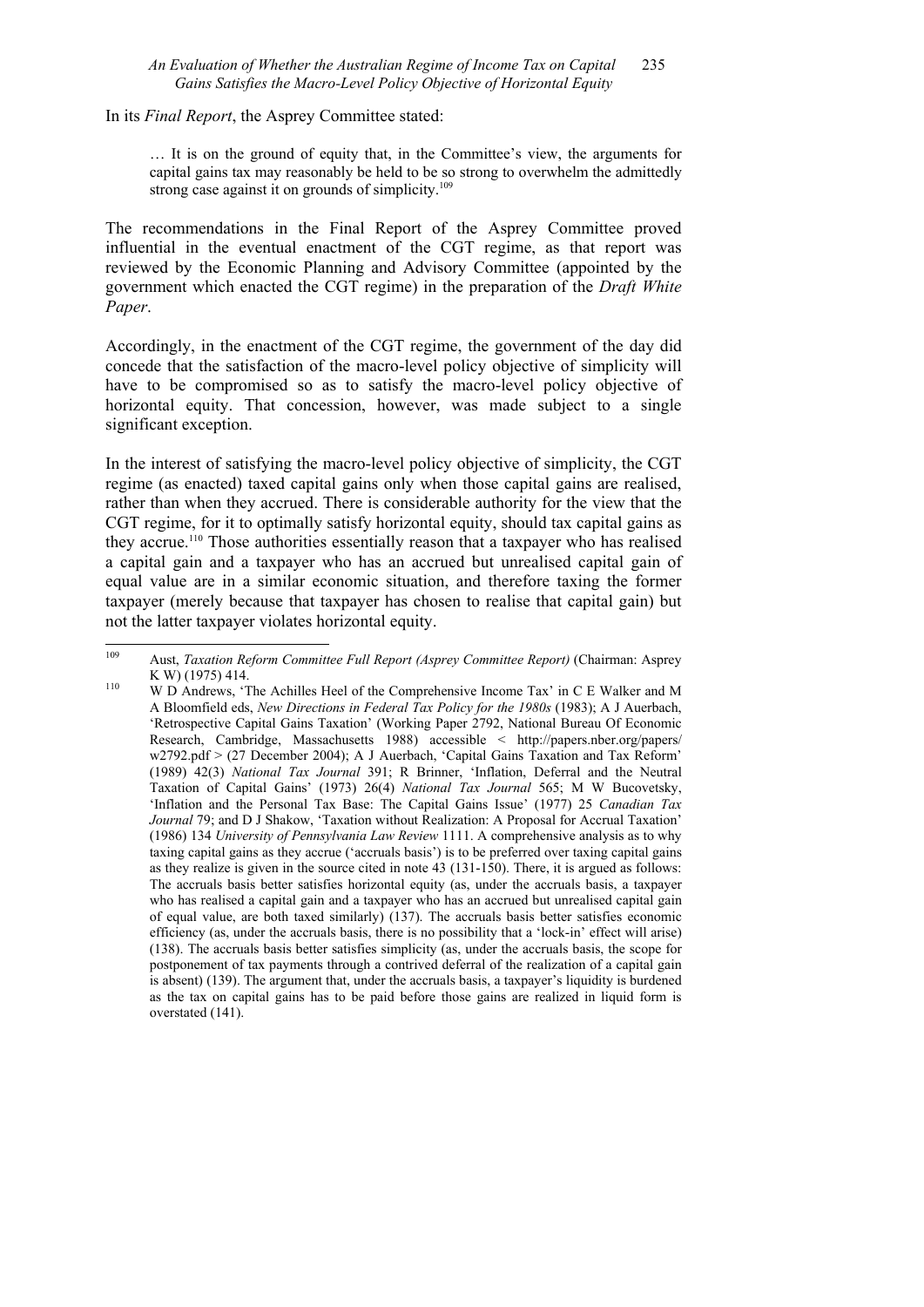In its *Final Report*, the Asprey Committee stated:

> … It is on the ground of equity that, in the Committee's view, the arguments for capital gains tax may reasonably be held to be so strong to overwhelm the admittedly strong case against it on grounds of simplicity.[109]

The recommendations in the Final Report of the Asprey Committee proved influential in the eventual enactment of the CGT regime, as that report was reviewed by the Economic Planning and Advisory Committee (appointed by the government which enacted the CGT regime) in the preparation of the *Draft White Paper*.

Accordingly, in the enactment of the CGT regime, the government of the day did concede that the satisfaction of the macro-level policy objective of simplicity will have to be compromised so as to satisfy the macro-level policy objective of horizontal equity. That concession, however, was made subject to a single significant exception.

In the interest of satisfying the macro-level policy objective of simplicity, the CGT regime (as enacted) taxed capital gains only when those capital gains are realised, rather than when they accrued. There is considerable authority for the view that the CGT regime, for it to optimally satisfy horizontal equity, should tax capital gains as they accrue.[110] Those authorities essentially reason that a taxpayer who has realised a capital gain and a taxpayer who has an accrued but unrealised capital gain of equal value are in a similar economic situation, and therefore taxing the former taxpayer (merely because that taxpayer has chosen to realise that capital gain) but not the latter taxpayer violates horizontal equity.

---

[109] Aust, *Taxation Reform Committee Full Report (Asprey Committee Report)* (Chairman: Asprey K W) (1975) 414.

[110] W D Andrews, 'The Achilles Heel of the Comprehensive Income Tax' in C E Walker and M A Bloomfield eds, *New Directions in Federal Tax Policy for the 1980s* (1983); A J Auerbach, 'Retrospective Capital Gains Taxation' (Working Paper 2792, National Bureau Of Economic Research, Cambridge, Massachusetts 1988) accessible < http://papers.nber.org/papers/w2792.pdf > (27 December 2004); A J Auerbach, 'Capital Gains Taxation and Tax Reform' (1989) 42(3) *National Tax Journal* 391; R Brinner, 'Inflation, Deferral and the Neutral Taxation of Capital Gains' (1973) 26(4) *National Tax Journal* 565; M W Bucovetsky, 'Inflation and the Personal Tax Base: The Capital Gains Issue' (1977) 25 *Canadian Tax Journal* 79; and D J Shakow, 'Taxation without Realization: A Proposal for Accrual Taxation' (1986) 134 *University of Pennsylvania Law Review* 1111. A comprehensive analysis as to why taxing capital gains as they accrue ('accruals basis') is to be preferred over taxing capital gains as they realize is given in the source cited in note 43 (131-150). There, it is argued as follows: The accruals basis better satisfies horizontal equity (as, under the accruals basis, a taxpayer who has realised a capital gain and a taxpayer who has an accrued but unrealised capital gain of equal value, are both taxed similarly) (137). The accruals basis better satisfies economic efficiency (as, under the accruals basis, there is no possibility that a 'lock-in' effect will arise) (138). The accruals basis better satisfies simplicity (as, under the accruals basis, the scope for postponement of tax payments through a contrived deferral of the realization of a capital gain is absent) (139). The argument that, under the accruals basis, a taxpayer's liquidity is burdened as the tax on capital gains has to be paid before those gains are realized in liquid form is overstated (141).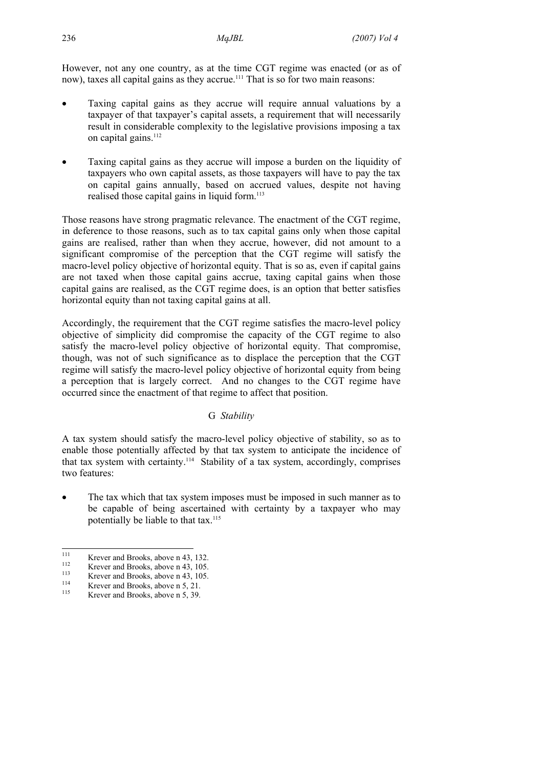However, not any one country, as at the time CGT regime was enacted (or as of now), taxes all capital gains as they accrue.[111] That is so for two main reasons:

- Taxing capital gains as they accrue will require annual valuations by a taxpayer of that taxpayer's capital assets, a requirement that will necessarily result in considerable complexity to the legislative provisions imposing a tax on capital gains.[112]

- Taxing capital gains as they accrue will impose a burden on the liquidity of taxpayers who own capital assets, as those taxpayers will have to pay the tax on capital gains annually, based on accrued values, despite not having realised those capital gains in liquid form.[113]

Those reasons have strong pragmatic relevance. The enactment of the CGT regime, in deference to those reasons, such as to tax capital gains only when those capital gains are realised, rather than when they accrue, however, did not amount to a significant compromise of the perception that the CGT regime will satisfy the macro-level policy objective of horizontal equity. That is so as, even if capital gains are not taxed when those capital gains accrue, taxing capital gains when those capital gains are realised, as the CGT regime does, is an option that better satisfies horizontal equity than not taxing capital gains at all.

Accordingly, the requirement that the CGT regime satisfies the macro-level policy objective of simplicity did compromise the capacity of the CGT regime to also satisfy the macro-level policy objective of horizontal equity. That compromise, though, was not of such significance as to displace the perception that the CGT regime will satisfy the macro-level policy objective of horizontal equity from being a perception that is largely correct. And no changes to the CGT regime have occurred since the enactment of that regime to affect that position.

### G *Stability*

A tax system should satisfy the macro-level policy objective of stability, so as to enable those potentially affected by that tax system to anticipate the incidence of that tax system with certainty.[114] Stability of a tax system, accordingly, comprises two features:

- The tax which that tax system imposes must be imposed in such manner as to be capable of being ascertained with certainty by a taxpayer who may potentially be liable to that tax.[115]

---

[111] Krever and Brooks, above n 43, 132.

[112] Krever and Brooks, above n 43, 105.

[113] Krever and Brooks, above n 43, 105.

[114] Krever and Brooks, above n 5, 21.

[115] Krever and Brooks, above n 5, 39.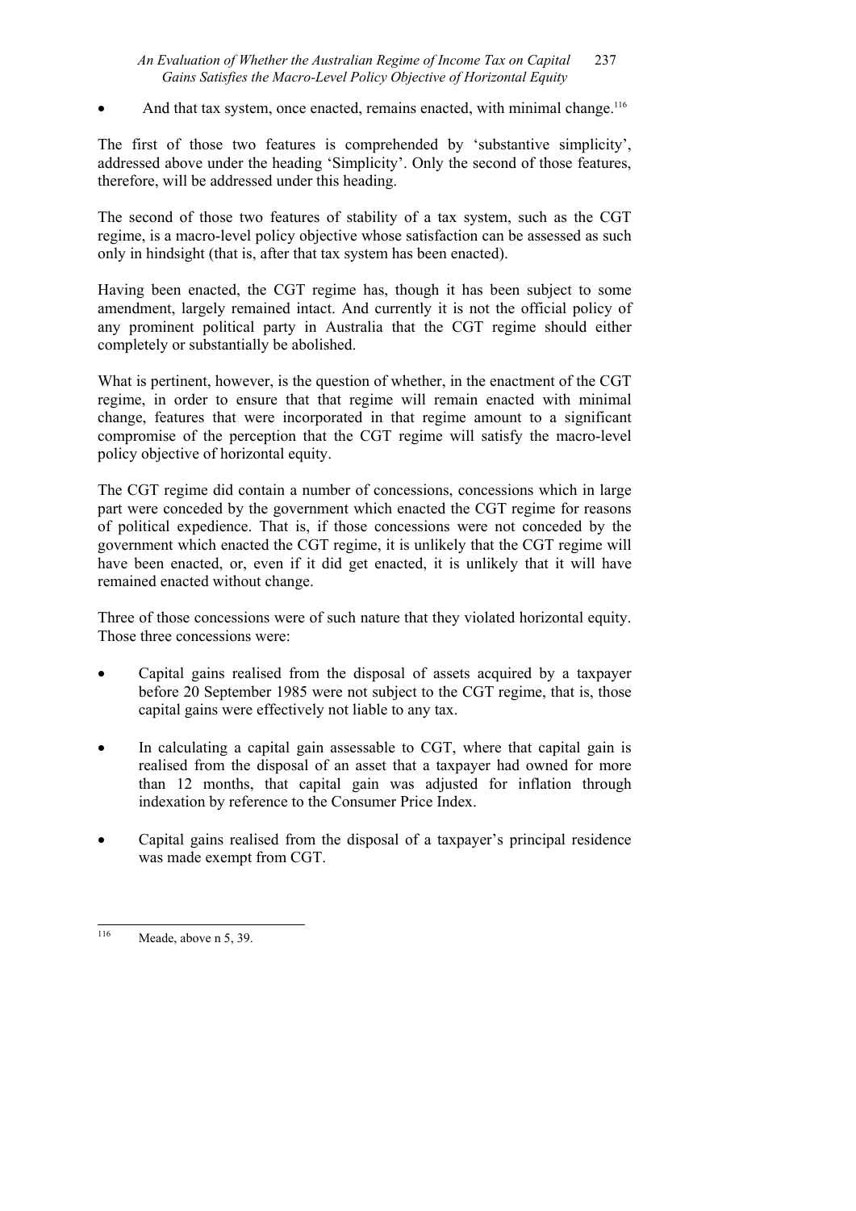- And that tax system, once enacted, remains enacted, with minimal change.[116]

The first of those two features is comprehended by 'substantive simplicity', addressed above under the heading 'Simplicity'. Only the second of those features, therefore, will be addressed under this heading.

The second of those two features of stability of a tax system, such as the CGT regime, is a macro-level policy objective whose satisfaction can be assessed as such only in hindsight (that is, after that tax system has been enacted).

Having been enacted, the CGT regime has, though it has been subject to some amendment, largely remained intact. And currently it is not the official policy of any prominent political party in Australia that the CGT regime should either completely or substantially be abolished.

What is pertinent, however, is the question of whether, in the enactment of the CGT regime, in order to ensure that that regime will remain enacted with minimal change, features that were incorporated in that regime amount to a significant compromise of the perception that the CGT regime will satisfy the macro-level policy objective of horizontal equity.

The CGT regime did contain a number of concessions, concessions which in large part were conceded by the government which enacted the CGT regime for reasons of political expedience. That is, if those concessions were not conceded by the government which enacted the CGT regime, it is unlikely that the CGT regime will have been enacted, or, even if it did get enacted, it is unlikely that it will have remained enacted without change.

Three of those concessions were of such nature that they violated horizontal equity. Those three concessions were:

- Capital gains realised from the disposal of assets acquired by a taxpayer before 20 September 1985 were not subject to the CGT regime, that is, those capital gains were effectively not liable to any tax.
- In calculating a capital gain assessable to CGT, where that capital gain is realised from the disposal of an asset that a taxpayer had owned for more than 12 months, that capital gain was adjusted for inflation through indexation by reference to the Consumer Price Index.
- Capital gains realised from the disposal of a taxpayer's principal residence was made exempt from CGT.

---

[116] Meade, above n 5, 39.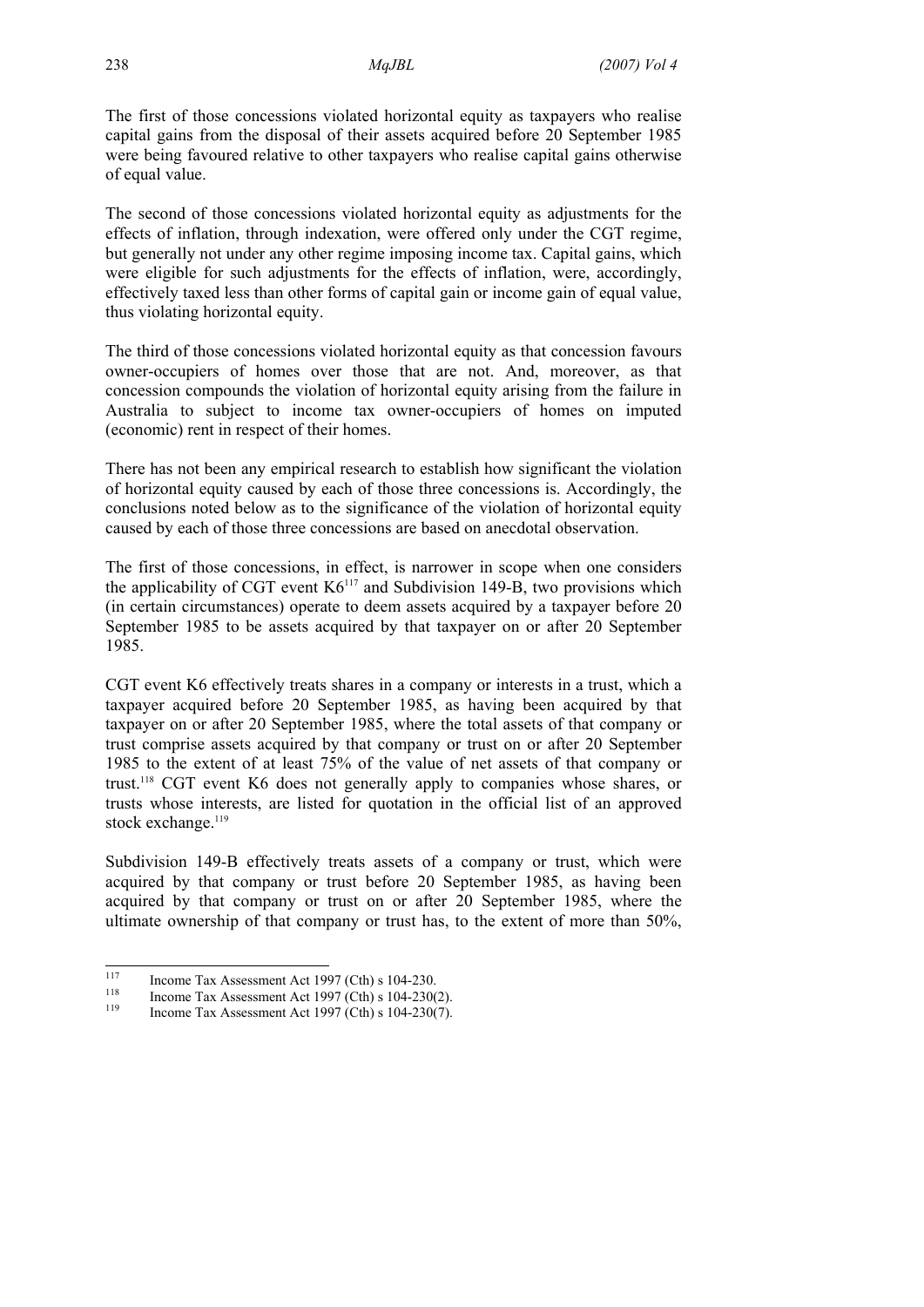The first of those concessions violated horizontal equity as taxpayers who realise capital gains from the disposal of their assets acquired before 20 September 1985 were being favoured relative to other taxpayers who realise capital gains otherwise of equal value.

The second of those concessions violated horizontal equity as adjustments for the effects of inflation, through indexation, were offered only under the CGT regime, but generally not under any other regime imposing income tax. Capital gains, which were eligible for such adjustments for the effects of inflation, were, accordingly, effectively taxed less than other forms of capital gain or income gain of equal value, thus violating horizontal equity.

The third of those concessions violated horizontal equity as that concession favours owner-occupiers of homes over those that are not. And, moreover, as that concession compounds the violation of horizontal equity arising from the failure in Australia to subject to income tax owner-occupiers of homes on imputed (economic) rent in respect of their homes.

There has not been any empirical research to establish how significant the violation of horizontal equity caused by each of those three concessions is. Accordingly, the conclusions noted below as to the significance of the violation of horizontal equity caused by each of those three concessions are based on anecdotal observation.

The first of those concessions, in effect, is narrower in scope when one considers the applicability of CGT event K6[117] and Subdivision 149-B, two provisions which (in certain circumstances) operate to deem assets acquired by a taxpayer before 20 September 1985 to be assets acquired by that taxpayer on or after 20 September 1985.

CGT event K6 effectively treats shares in a company or interests in a trust, which a taxpayer acquired before 20 September 1985, as having been acquired by that taxpayer on or after 20 September 1985, where the total assets of that company or trust comprise assets acquired by that company or trust on or after 20 September 1985 to the extent of at least 75% of the value of net assets of that company or trust.[118] CGT event K6 does not generally apply to companies whose shares, or trusts whose interests, are listed for quotation in the official list of an approved stock exchange.[119]

Subdivision 149-B effectively treats assets of a company or trust, which were acquired by that company or trust before 20 September 1985, as having been acquired by that company or trust on or after 20 September 1985, where the ultimate ownership of that company or trust has, to the extent of more than 50%,

---

[117] Income Tax Assessment Act 1997 (Cth) s 104-230.

[118] Income Tax Assessment Act 1997 (Cth) s 104-230(2).

[119] Income Tax Assessment Act 1997 (Cth) s 104-230(7).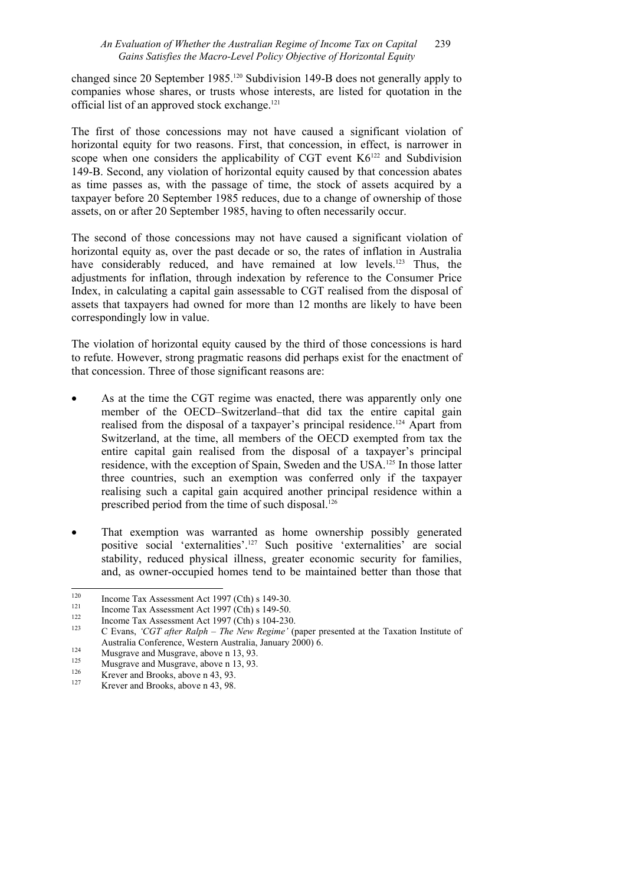changed since 20 September 1985.[120] Subdivision 149-B does not generally apply to companies whose shares, or trusts whose interests, are listed for quotation in the official list of an approved stock exchange.[121]

The first of those concessions may not have caused a significant violation of horizontal equity for two reasons. First, that concession, in effect, is narrower in scope when one considers the applicability of CGT event K6[122] and Subdivision 149-B. Second, any violation of horizontal equity caused by that concession abates as time passes as, with the passage of time, the stock of assets acquired by a taxpayer before 20 September 1985 reduces, due to a change of ownership of those assets, on or after 20 September 1985, having to often necessarily occur.

The second of those concessions may not have caused a significant violation of horizontal equity as, over the past decade or so, the rates of inflation in Australia have considerably reduced, and have remained at low levels.[123] Thus, the adjustments for inflation, through indexation by reference to the Consumer Price Index, in calculating a capital gain assessable to CGT realised from the disposal of assets that taxpayers had owned for more than 12 months are likely to have been correspondingly low in value.

The violation of horizontal equity caused by the third of those concessions is hard to refute. However, strong pragmatic reasons did perhaps exist for the enactment of that concession. Three of those significant reasons are:

- As at the time the CGT regime was enacted, there was apparently only one member of the OECD–Switzerland–that did tax the entire capital gain realised from the disposal of a taxpayer's principal residence.[124] Apart from Switzerland, at the time, all members of the OECD exempted from tax the entire capital gain realised from the disposal of a taxpayer's principal residence, with the exception of Spain, Sweden and the USA.[125] In those latter three countries, such an exemption was conferred only if the taxpayer realising such a capital gain acquired another principal residence within a prescribed period from the time of such disposal.[126]
- That exemption was warranted as home ownership possibly generated positive social 'externalities'.[127] Such positive 'externalities' are social stability, reduced physical illness, greater economic security for families, and, as owner-occupied homes tend to be maintained better than those that

---

[120] Income Tax Assessment Act 1997 (Cth) s 149-30.

[121] Income Tax Assessment Act 1997 (Cth) s 149-50.

[122] Income Tax Assessment Act 1997 (Cth) s 104-230.

[123] C Evans, *'CGT after Ralph – The New Regime'* (paper presented at the Taxation Institute of Australia Conference, Western Australia, January 2000) 6.

[124] Musgrave and Musgrave, above n 13, 93.

[125] Musgrave and Musgrave, above n 13, 93.

[126] Krever and Brooks, above n 43, 93.

[127] Krever and Brooks, above n 43, 98.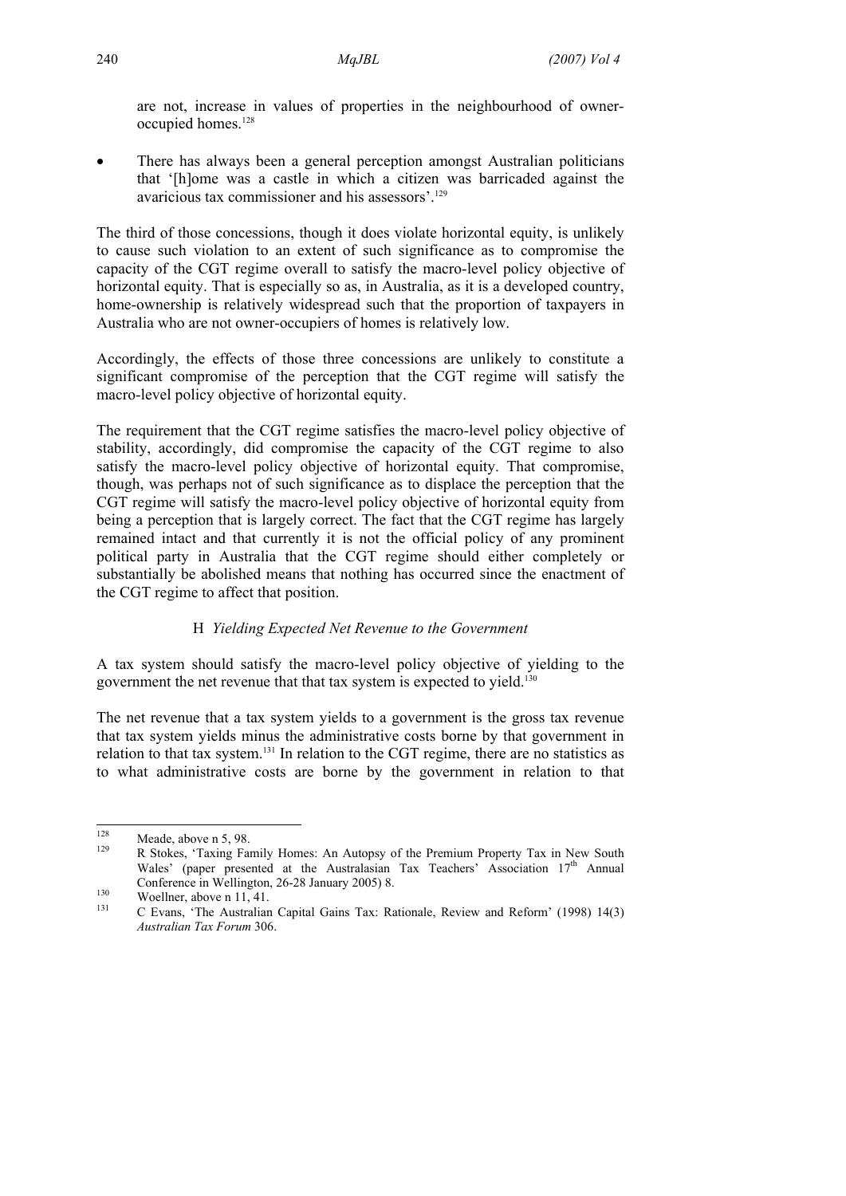are not, increase in values of properties in the neighbourhood of owner-occupied homes.[128]

- There has always been a general perception amongst Australian politicians that '[h]ome was a castle in which a citizen was barricaded against the avaricious tax commissioner and his assessors'.[129]

The third of those concessions, though it does violate horizontal equity, is unlikely to cause such violation to an extent of such significance as to compromise the capacity of the CGT regime overall to satisfy the macro-level policy objective of horizontal equity. That is especially so as, in Australia, as it is a developed country, home-ownership is relatively widespread such that the proportion of taxpayers in Australia who are not owner-occupiers of homes is relatively low.

Accordingly, the effects of those three concessions are unlikely to constitute a significant compromise of the perception that the CGT regime will satisfy the macro-level policy objective of horizontal equity.

The requirement that the CGT regime satisfies the macro-level policy objective of stability, accordingly, did compromise the capacity of the CGT regime to also satisfy the macro-level policy objective of horizontal equity. That compromise, though, was perhaps not of such significance as to displace the perception that the CGT regime will satisfy the macro-level policy objective of horizontal equity from being a perception that is largely correct. The fact that the CGT regime has largely remained intact and that currently it is not the official policy of any prominent political party in Australia that the CGT regime should either completely or substantially be abolished means that nothing has occurred since the enactment of the CGT regime to affect that position.

### H *Yielding Expected Net Revenue to the Government*

A tax system should satisfy the macro-level policy objective of yielding to the government the net revenue that that tax system is expected to yield.[130]

The net revenue that a tax system yields to a government is the gross tax revenue that tax system yields minus the administrative costs borne by that government in relation to that tax system.[131] In relation to the CGT regime, there are no statistics as to what administrative costs are borne by the government in relation to that

---

[128] Meade, above n 5, 98.

[129] R Stokes, 'Taxing Family Homes: An Autopsy of the Premium Property Tax in New South Wales' (paper presented at the Australasian Tax Teachers' Association 17th Annual Conference in Wellington, 26-28 January 2005) 8.

[130] Woellner, above n 11, 41.

[131] C Evans, 'The Australian Capital Gains Tax: Rationale, Review and Reform' (1998) 14(3) *Australian Tax Forum* 306.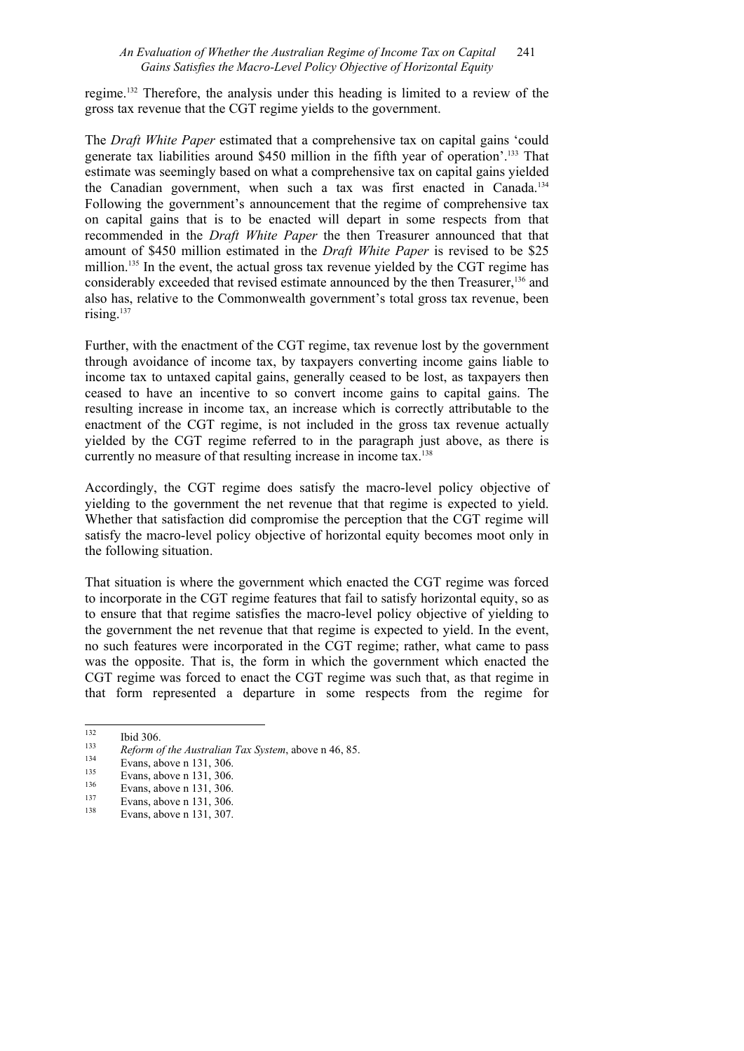regime.[132] Therefore, the analysis under this heading is limited to a review of the gross tax revenue that the CGT regime yields to the government.

The *Draft White Paper* estimated that a comprehensive tax on capital gains 'could generate tax liabilities around $450 million in the fifth year of operation'.[133] That estimate was seemingly based on what a comprehensive tax on capital gains yielded the Canadian government, when such a tax was first enacted in Canada.[134] Following the government's announcement that the regime of comprehensive tax on capital gains that is to be enacted will depart in some respects from that recommended in the *Draft White Paper* the then Treasurer announced that that amount of $450 million estimated in the *Draft White Paper* is revised to be $25 million.[135] In the event, the actual gross tax revenue yielded by the CGT regime has considerably exceeded that revised estimate announced by the then Treasurer,[136] and also has, relative to the Commonwealth government's total gross tax revenue, been rising.[137]

Further, with the enactment of the CGT regime, tax revenue lost by the government through avoidance of income tax, by taxpayers converting income gains liable to income tax to untaxed capital gains, generally ceased to be lost, as taxpayers then ceased to have an incentive to so convert income gains to capital gains. The resulting increase in income tax, an increase which is correctly attributable to the enactment of the CGT regime, is not included in the gross tax revenue actually yielded by the CGT regime referred to in the paragraph just above, as there is currently no measure of that resulting increase in income tax.[138]

Accordingly, the CGT regime does satisfy the macro-level policy objective of yielding to the government the net revenue that that regime is expected to yield. Whether that satisfaction did compromise the perception that the CGT regime will satisfy the macro-level policy objective of horizontal equity becomes moot only in the following situation.

That situation is where the government which enacted the CGT regime was forced to incorporate in the CGT regime features that fail to satisfy horizontal equity, so as to ensure that that regime satisfies the macro-level policy objective of yielding to the government the net revenue that that regime is expected to yield. In the event, no such features were incorporated in the CGT regime; rather, what came to pass was the opposite. That is, the form in which the government which enacted the CGT regime was forced to enact the CGT regime was such that, as that regime in that form represented a departure in some respects from the regime for

---

[132] Ibid 306.

[133] *Reform of the Australian Tax System*, above n 46, 85.

[134] Evans, above n 131, 306.

[135] Evans, above n 131, 306.

[136] Evans, above n 131, 306.

[137] Evans, above n 131, 306.

[138] Evans, above n 131, 307.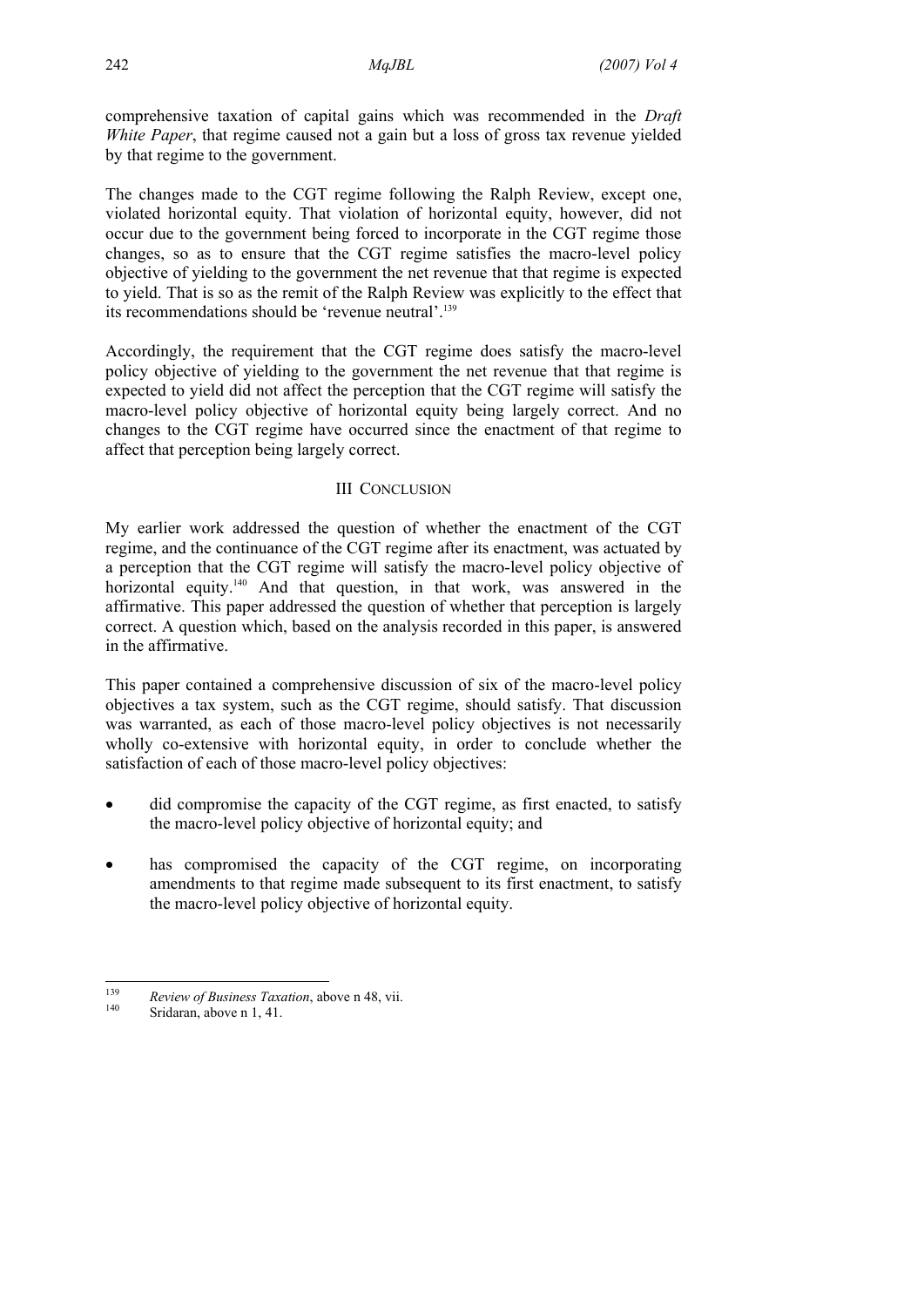comprehensive taxation of capital gains which was recommended in the *Draft White Paper*, that regime caused not a gain but a loss of gross tax revenue yielded by that regime to the government.

The changes made to the CGT regime following the Ralph Review, except one, violated horizontal equity. That violation of horizontal equity, however, did not occur due to the government being forced to incorporate in the CGT regime those changes, so as to ensure that the CGT regime satisfies the macro-level policy objective of yielding to the government the net revenue that that regime is expected to yield. That is so as the remit of the Ralph Review was explicitly to the effect that its recommendations should be 'revenue neutral'.[139]

Accordingly, the requirement that the CGT regime does satisfy the macro-level policy objective of yielding to the government the net revenue that that regime is expected to yield did not affect the perception that the CGT regime will satisfy the macro-level policy objective of horizontal equity being largely correct. And no changes to the CGT regime have occurred since the enactment of that regime to affect that perception being largely correct.

## III CONCLUSION

My earlier work addressed the question of whether the enactment of the CGT regime, and the continuance of the CGT regime after its enactment, was actuated by a perception that the CGT regime will satisfy the macro-level policy objective of horizontal equity.[140] And that question, in that work, was answered in the affirmative. This paper addressed the question of whether that perception is largely correct. A question which, based on the analysis recorded in this paper, is answered in the affirmative.

This paper contained a comprehensive discussion of six of the macro-level policy objectives a tax system, such as the CGT regime, should satisfy. That discussion was warranted, as each of those macro-level policy objectives is not necessarily wholly co-extensive with horizontal equity, in order to conclude whether the satisfaction of each of those macro-level policy objectives:

- did compromise the capacity of the CGT regime, as first enacted, to satisfy the macro-level policy objective of horizontal equity; and
- has compromised the capacity of the CGT regime, on incorporating amendments to that regime made subsequent to its first enactment, to satisfy the macro-level policy objective of horizontal equity.

---

[139] *Review of Business Taxation*, above n 48, vii.

[140] Sridaran, above n 1, 41.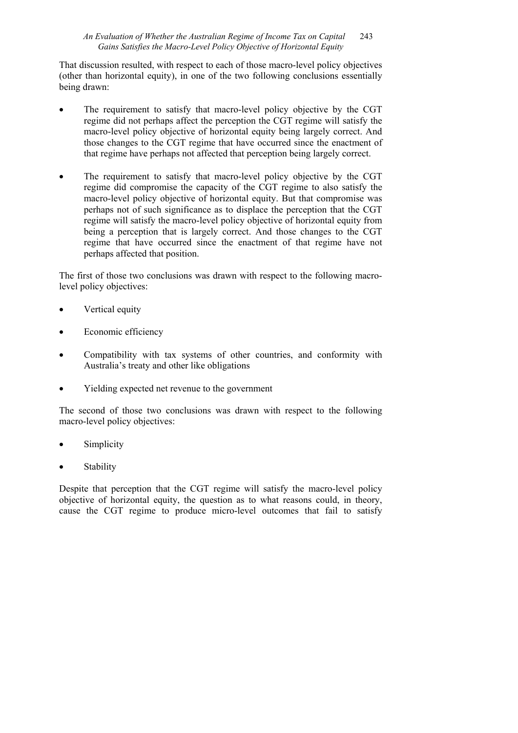That discussion resulted, with respect to each of those macro-level policy objectives (other than horizontal equity), in one of the two following conclusions essentially being drawn:

- The requirement to satisfy that macro-level policy objective by the CGT regime did not perhaps affect the perception the CGT regime will satisfy the macro-level policy objective of horizontal equity being largely correct. And those changes to the CGT regime that have occurred since the enactment of that regime have perhaps not affected that perception being largely correct.

- The requirement to satisfy that macro-level policy objective by the CGT regime did compromise the capacity of the CGT regime to also satisfy the macro-level policy objective of horizontal equity. But that compromise was perhaps not of such significance as to displace the perception that the CGT regime will satisfy the macro-level policy objective of horizontal equity from being a perception that is largely correct. And those changes to the CGT regime that have occurred since the enactment of that regime have not perhaps affected that position.

The first of those two conclusions was drawn with respect to the following macro-level policy objectives:

- Vertical equity

- Economic efficiency

- Compatibility with tax systems of other countries, and conformity with Australia's treaty and other like obligations

- Yielding expected net revenue to the government

The second of those two conclusions was drawn with respect to the following macro-level policy objectives:

- Simplicity

- Stability

Despite that perception that the CGT regime will satisfy the macro-level policy objective of horizontal equity, the question as to what reasons could, in theory, cause the CGT regime to produce micro-level outcomes that fail to satisfy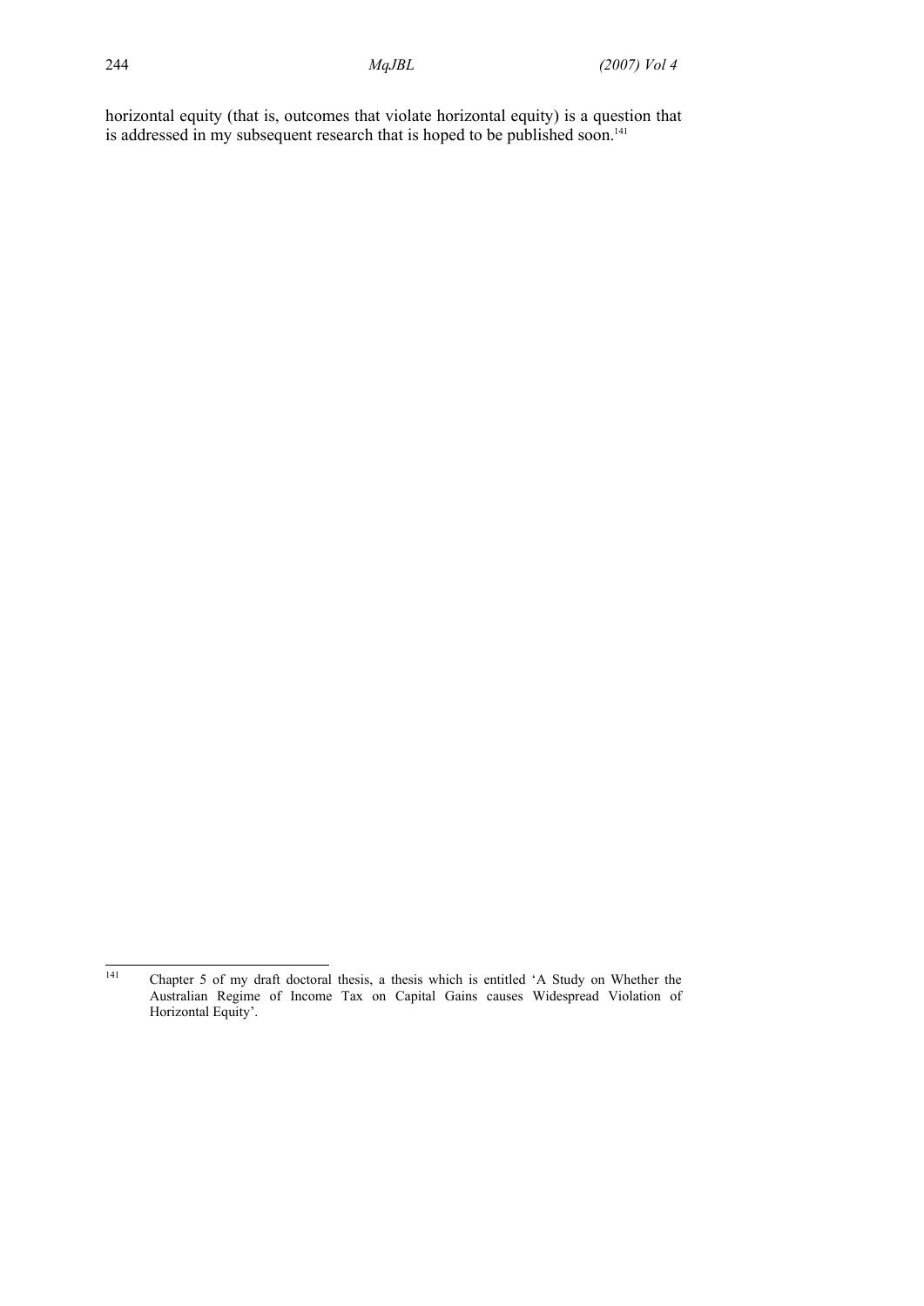horizontal equity (that is, outcomes that violate horizontal equity) is a question that is addressed in my subsequent research that is hoped to be published soon.[141]

---

[141] Chapter 5 of my draft doctoral thesis, a thesis which is entitled 'A Study on Whether the Australian Regime of Income Tax on Capital Gains causes Widespread Violation of Horizontal Equity'.